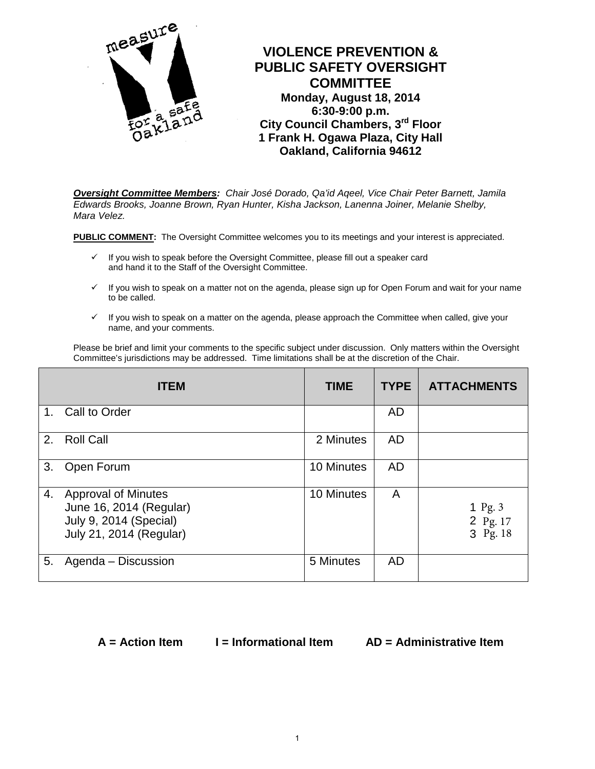# VIOLENCE PREVENTION & PUBLIC SAFETY OVERSIGHT COMMITTEE

**Monday, August 18, 2014**
**6:30-9:00 p.m.**
**City Council Chambers, 3rd Floor**
**1 Frank H. Ogawa Plaza, City Hall**
**Oakland, California 94612**

***Oversight Committee Members:*** *Chair José Dorado, Qa'id Aqeel, Vice Chair Peter Barnett, Jamila Edwards Brooks, Joanne Brown, Ryan Hunter, Kisha Jackson, Lanenna Joiner, Melanie Shelby, Mara Velez.*

**PUBLIC COMMENT:** The Oversight Committee welcomes you to its meetings and your interest is appreciated.

- ✓ If you wish to speak before the Oversight Committee, please fill out a speaker card and hand it to the Staff of the Oversight Committee.
- ✓ If you wish to speak on a matter not on the agenda, please sign up for Open Forum and wait for your name to be called.
- ✓ If you wish to speak on a matter on the agenda, please approach the Committee when called, give your name, and your comments.

Please be brief and limit your comments to the specific subject under discussion. Only matters within the Oversight Committee's jurisdictions may be addressed. Time limitations shall be at the discretion of the Chair.

| ITEM | TIME | TYPE | ATTACHMENTS |
|---|---|---|---|
| 1. Call to Order | | AD | |
| 2. Roll Call | 2 Minutes | AD | |
| 3. Open Forum | 10 Minutes | AD | |
| 4. Approval of Minutes<br>June 16, 2014 (Regular)<br>July 9, 2014 (Special)<br>July 21, 2014 (Regular) | 10 Minutes | A | 1 Pg. 3<br>2 Pg. 17<br>3 Pg. 18 |
| 5. Agenda – Discussion | 5 Minutes | AD | |

**A = Action Item I = Informational Item AD = Administrative Item**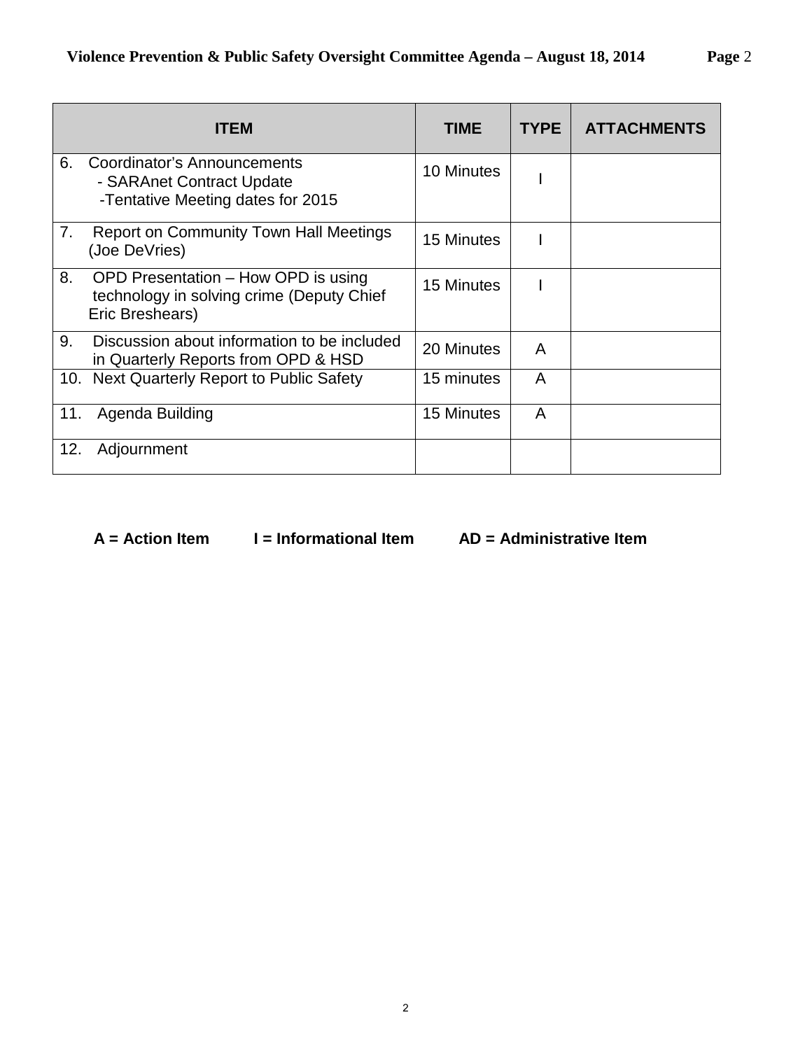| ITEM | TIME | TYPE | ATTACHMENTS |
| --- | --- | --- | --- |
| 6. Coordinator's Announcements<br>- SARAnet Contract Update<br>-Tentative Meeting dates for 2015 | 10 Minutes | I | |
| 7. Report on Community Town Hall Meetings (Joe DeVries) | 15 Minutes | I | |
| 8. OPD Presentation – How OPD is using technology in solving crime (Deputy Chief Eric Breshears) | 15 Minutes | I | |
| 9. Discussion about information to be included in Quarterly Reports from OPD & HSD | 20 Minutes | A | |
| 10. Next Quarterly Report to Public Safety | 15 minutes | A | |
| 11. Agenda Building | 15 Minutes | A | |
| 12. Adjournment | | | |

**A = Action Item I = Informational Item AD = Administrative Item**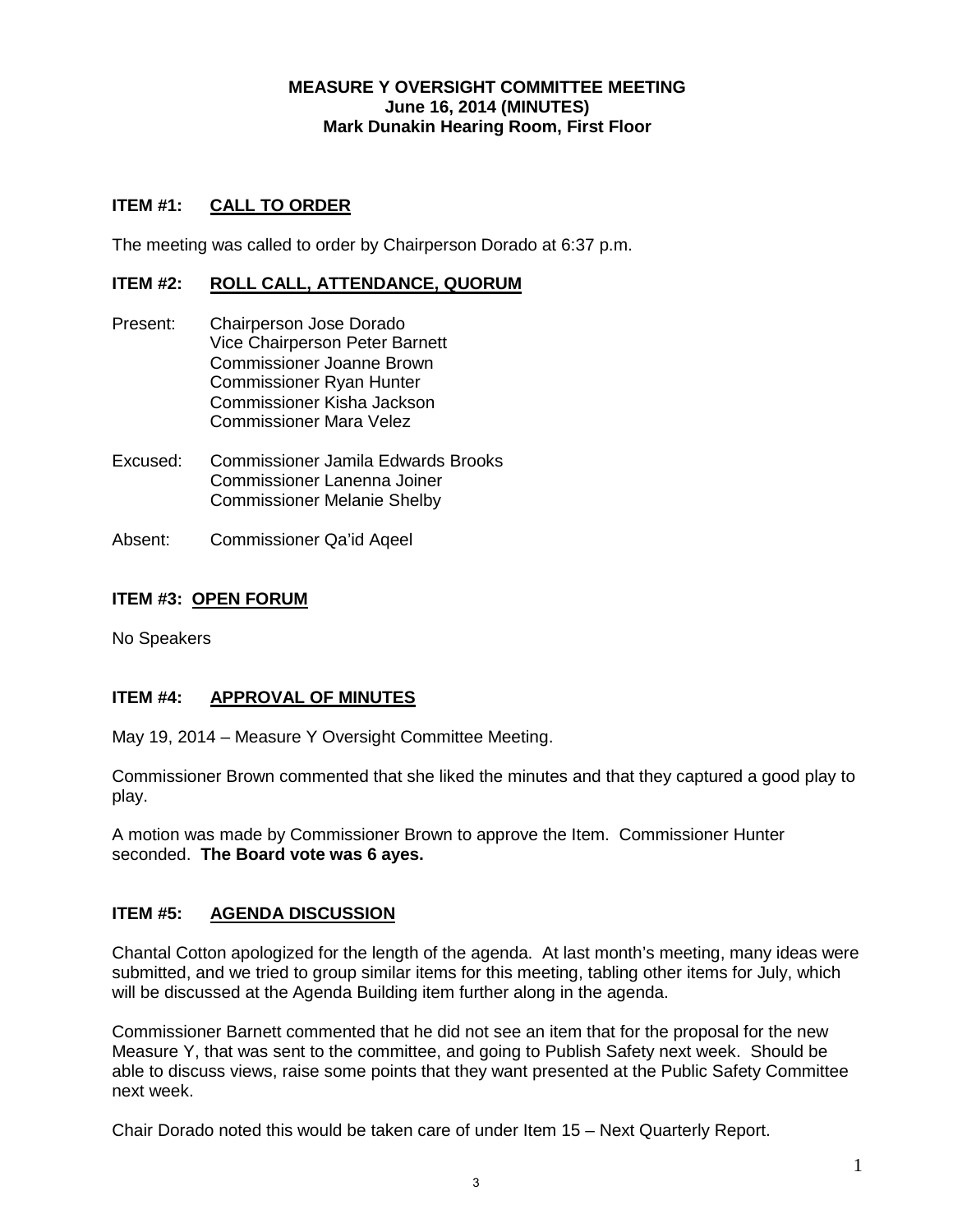**MEASURE Y OVERSIGHT COMMITTEE MEETING**
**June 16, 2014 (MINUTES)**
**Mark Dunakin Hearing Room, First Floor**

## ITEM #1: CALL TO ORDER

The meeting was called to order by Chairperson Dorado at 6:37 p.m.

## ITEM #2: ROLL CALL, ATTENDANCE, QUORUM

Present: Chairperson Jose Dorado
Vice Chairperson Peter Barnett
Commissioner Joanne Brown
Commissioner Ryan Hunter
Commissioner Kisha Jackson
Commissioner Mara Velez

Excused: Commissioner Jamila Edwards Brooks
Commissioner Lanenna Joiner
Commissioner Melanie Shelby

Absent: Commissioner Qa'id Aqeel

## ITEM #3: OPEN FORUM

No Speakers

## ITEM #4: APPROVAL OF MINUTES

May 19, 2014 – Measure Y Oversight Committee Meeting.

Commissioner Brown commented that she liked the minutes and that they captured a good play to play.

A motion was made by Commissioner Brown to approve the Item. Commissioner Hunter seconded. **The Board vote was 6 ayes.**

## ITEM #5: AGENDA DISCUSSION

Chantal Cotton apologized for the length of the agenda. At last month's meeting, many ideas were submitted, and we tried to group similar items for this meeting, tabling other items for July, which will be discussed at the Agenda Building item further along in the agenda.

Commissioner Barnett commented that he did not see an item that for the proposal for the new Measure Y, that was sent to the committee, and going to Publish Safety next week. Should be able to discuss views, raise some points that they want presented at the Public Safety Committee next week.

Chair Dorado noted this would be taken care of under Item 15 – Next Quarterly Report.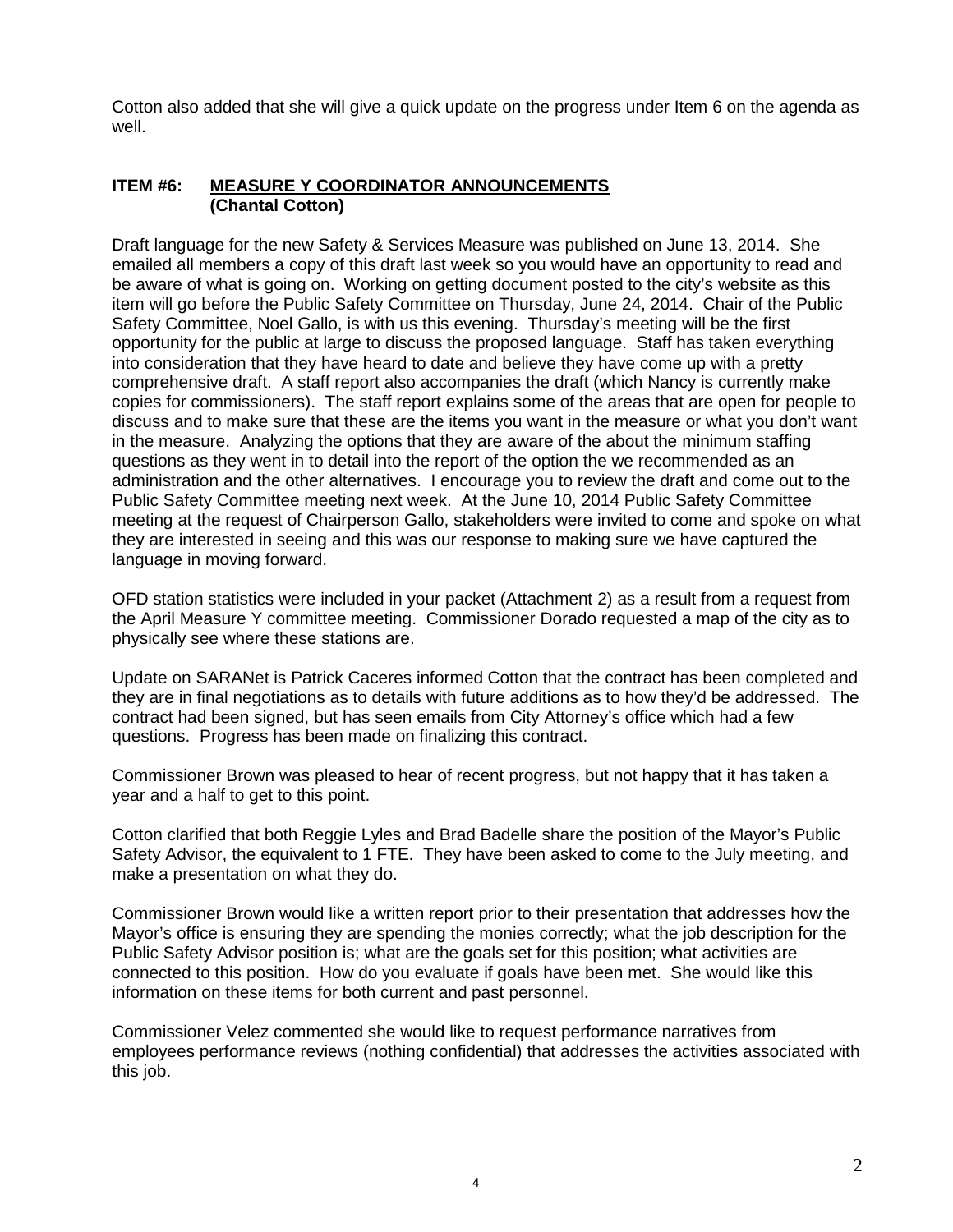Cotton also added that she will give a quick update on the progress under Item 6 on the agenda as well.

**ITEM #6: <u>MEASURE Y COORDINATOR ANNOUNCEMENTS</u>**
**(Chantal Cotton)**

Draft language for the new Safety & Services Measure was published on June 13, 2014. She emailed all members a copy of this draft last week so you would have an opportunity to read and be aware of what is going on. Working on getting document posted to the city's website as this item will go before the Public Safety Committee on Thursday, June 24, 2014. Chair of the Public Safety Committee, Noel Gallo, is with us this evening. Thursday's meeting will be the first opportunity for the public at large to discuss the proposed language. Staff has taken everything into consideration that they have heard to date and believe they have come up with a pretty comprehensive draft. A staff report also accompanies the draft (which Nancy is currently make copies for commissioners). The staff report explains some of the areas that are open for people to discuss and to make sure that these are the items you want in the measure or what you don't want in the measure. Analyzing the options that they are aware of the about the minimum staffing questions as they went in to detail into the report of the option the we recommended as an administration and the other alternatives. I encourage you to review the draft and come out to the Public Safety Committee meeting next week. At the June 10, 2014 Public Safety Committee meeting at the request of Chairperson Gallo, stakeholders were invited to come and spoke on what they are interested in seeing and this was our response to making sure we have captured the language in moving forward.

OFD station statistics were included in your packet (Attachment 2) as a result from a request from the April Measure Y committee meeting. Commissioner Dorado requested a map of the city as to physically see where these stations are.

Update on SARANet is Patrick Caceres informed Cotton that the contract has been completed and they are in final negotiations as to details with future additions as to how they'd be addressed. The contract had been signed, but has seen emails from City Attorney's office which had a few questions. Progress has been made on finalizing this contract.

Commissioner Brown was pleased to hear of recent progress, but not happy that it has taken a year and a half to get to this point.

Cotton clarified that both Reggie Lyles and Brad Badelle share the position of the Mayor's Public Safety Advisor, the equivalent to 1 FTE. They have been asked to come to the July meeting, and make a presentation on what they do.

Commissioner Brown would like a written report prior to their presentation that addresses how the Mayor's office is ensuring they are spending the monies correctly; what the job description for the Public Safety Advisor position is; what are the goals set for this position; what activities are connected to this position. How do you evaluate if goals have been met. She would like this information on these items for both current and past personnel.

Commissioner Velez commented she would like to request performance narratives from employees performance reviews (nothing confidential) that addresses the activities associated with this job.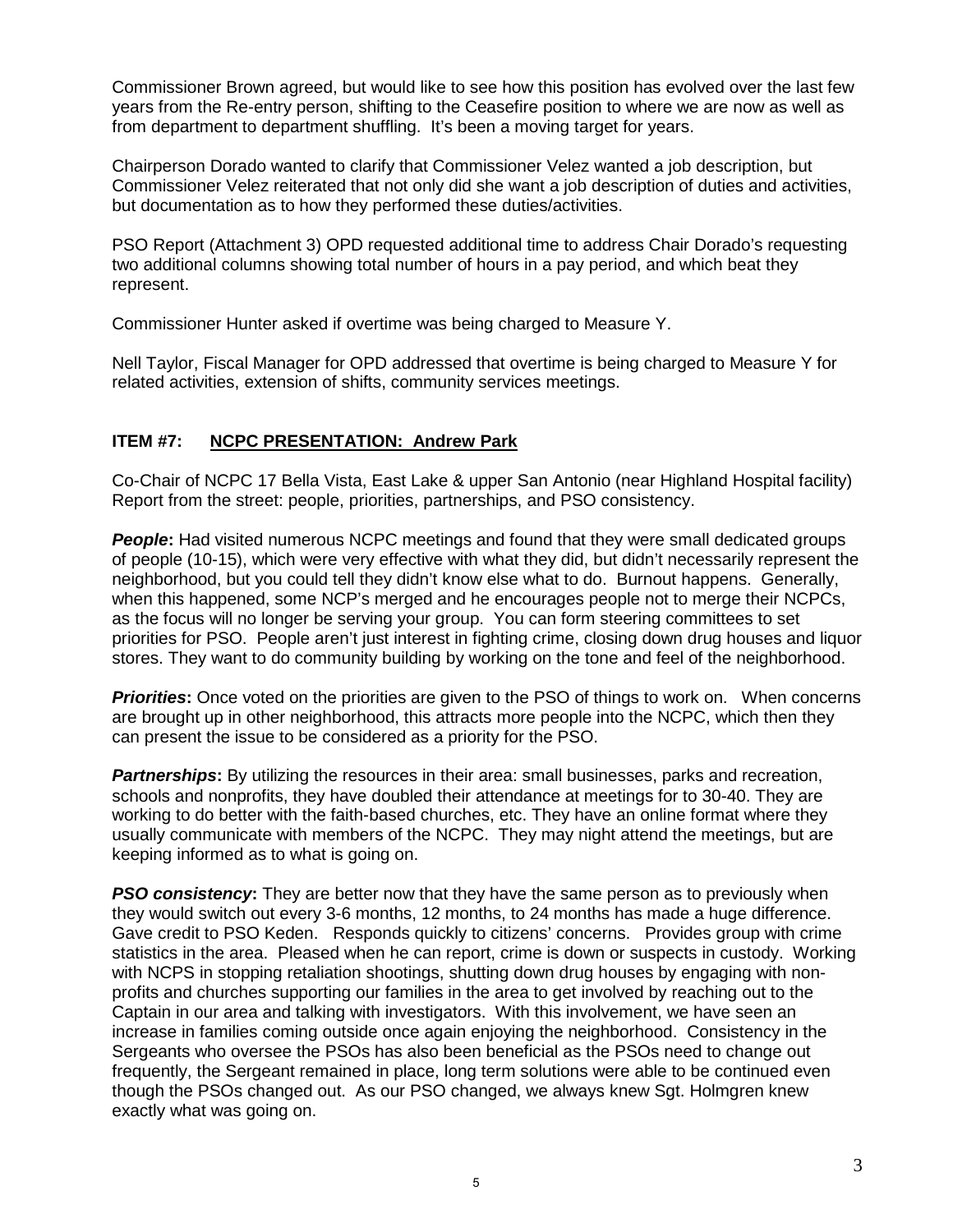Commissioner Brown agreed, but would like to see how this position has evolved over the last few years from the Re-entry person, shifting to the Ceasefire position to where we are now as well as from department to department shuffling. It's been a moving target for years.

Chairperson Dorado wanted to clarify that Commissioner Velez wanted a job description, but Commissioner Velez reiterated that not only did she want a job description of duties and activities, but documentation as to how they performed these duties/activities.

PSO Report (Attachment 3) OPD requested additional time to address Chair Dorado's requesting two additional columns showing total number of hours in a pay period, and which beat they represent.

Commissioner Hunter asked if overtime was being charged to Measure Y.

Nell Taylor, Fiscal Manager for OPD addressed that overtime is being charged to Measure Y for related activities, extension of shifts, community services meetings.

**ITEM #7: NCPC PRESENTATION: Andrew Park**

Co-Chair of NCPC 17 Bella Vista, East Lake & upper San Antonio (near Highland Hospital facility) Report from the street: people, priorities, partnerships, and PSO consistency.

***People*:** Had visited numerous NCPC meetings and found that they were small dedicated groups of people (10-15), which were very effective with what they did, but didn't necessarily represent the neighborhood, but you could tell they didn't know else what to do. Burnout happens. Generally, when this happened, some NCP's merged and he encourages people not to merge their NCPCs, as the focus will no longer be serving your group. You can form steering committees to set priorities for PSO. People aren't just interest in fighting crime, closing down drug houses and liquor stores. They want to do community building by working on the tone and feel of the neighborhood.

***Priorities*:** Once voted on the priorities are given to the PSO of things to work on. When concerns are brought up in other neighborhood, this attracts more people into the NCPC, which then they can present the issue to be considered as a priority for the PSO.

***Partnerships*:** By utilizing the resources in their area: small businesses, parks and recreation, schools and nonprofits, they have doubled their attendance at meetings for to 30-40. They are working to do better with the faith-based churches, etc. They have an online format where they usually communicate with members of the NCPC. They may night attend the meetings, but are keeping informed as to what is going on.

***PSO consistency*:** They are better now that they have the same person as to previously when they would switch out every 3-6 months, 12 months, to 24 months has made a huge difference. Gave credit to PSO Keden. Responds quickly to citizens' concerns. Provides group with crime statistics in the area. Pleased when he can report, crime is down or suspects in custody. Working with NCPS in stopping retaliation shootings, shutting down drug houses by engaging with non-profits and churches supporting our families in the area to get involved by reaching out to the Captain in our area and talking with investigators. With this involvement, we have seen an increase in families coming outside once again enjoying the neighborhood. Consistency in the Sergeants who oversee the PSOs has also been beneficial as the PSOs need to change out frequently, the Sergeant remained in place, long term solutions were able to be continued even though the PSOs changed out. As our PSO changed, we always knew Sgt. Holmgren knew exactly what was going on.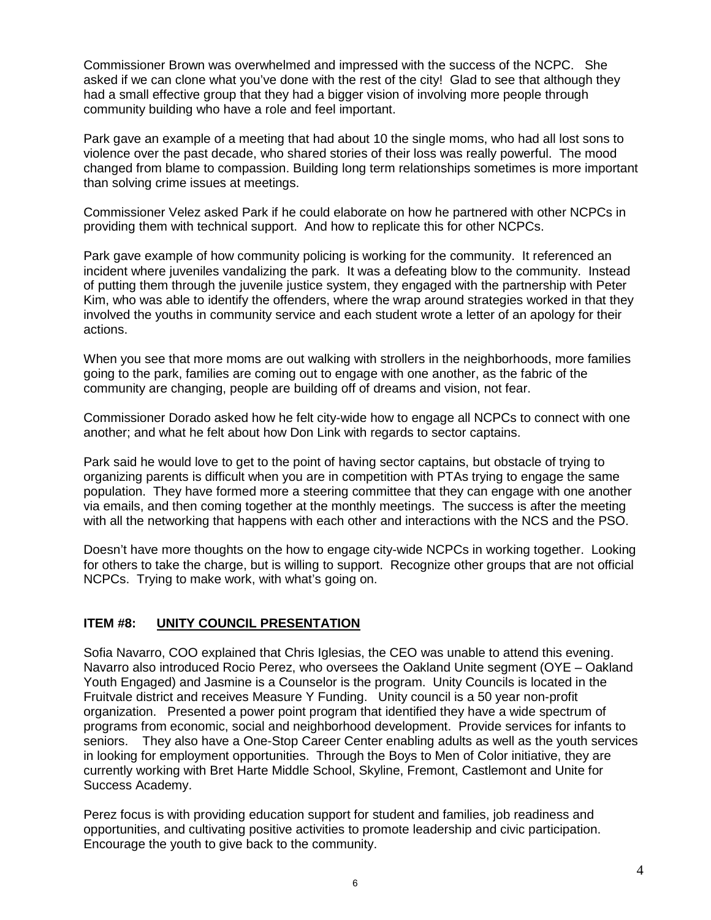Commissioner Brown was overwhelmed and impressed with the success of the NCPC. She asked if we can clone what you've done with the rest of the city! Glad to see that although they had a small effective group that they had a bigger vision of involving more people through community building who have a role and feel important.

Park gave an example of a meeting that had about 10 the single moms, who had all lost sons to violence over the past decade, who shared stories of their loss was really powerful. The mood changed from blame to compassion. Building long term relationships sometimes is more important than solving crime issues at meetings.

Commissioner Velez asked Park if he could elaborate on how he partnered with other NCPCs in providing them with technical support. And how to replicate this for other NCPCs.

Park gave example of how community policing is working for the community. It referenced an incident where juveniles vandalizing the park. It was a defeating blow to the community. Instead of putting them through the juvenile justice system, they engaged with the partnership with Peter Kim, who was able to identify the offenders, where the wrap around strategies worked in that they involved the youths in community service and each student wrote a letter of an apology for their actions.

When you see that more moms are out walking with strollers in the neighborhoods, more families going to the park, families are coming out to engage with one another, as the fabric of the community are changing, people are building off of dreams and vision, not fear.

Commissioner Dorado asked how he felt city-wide how to engage all NCPCs to connect with one another; and what he felt about how Don Link with regards to sector captains.

Park said he would love to get to the point of having sector captains, but obstacle of trying to organizing parents is difficult when you are in competition with PTAs trying to engage the same population. They have formed more a steering committee that they can engage with one another via emails, and then coming together at the monthly meetings. The success is after the meeting with all the networking that happens with each other and interactions with the NCS and the PSO.

Doesn't have more thoughts on the how to engage city-wide NCPCs in working together. Looking for others to take the charge, but is willing to support. Recognize other groups that are not official NCPCs. Trying to make work, with what's going on.

### ITEM #8: UNITY COUNCIL PRESENTATION

Sofia Navarro, COO explained that Chris Iglesias, the CEO was unable to attend this evening. Navarro also introduced Rocio Perez, who oversees the Oakland Unite segment (OYE – Oakland Youth Engaged) and Jasmine is a Counselor is the program. Unity Councils is located in the Fruitvale district and receives Measure Y Funding. Unity council is a 50 year non-profit organization. Presented a power point program that identified they have a wide spectrum of programs from economic, social and neighborhood development. Provide services for infants to seniors. They also have a One-Stop Career Center enabling adults as well as the youth services in looking for employment opportunities. Through the Boys to Men of Color initiative, they are currently working with Bret Harte Middle School, Skyline, Fremont, Castlemont and Unite for Success Academy.

Perez focus is with providing education support for student and families, job readiness and opportunities, and cultivating positive activities to promote leadership and civic participation. Encourage the youth to give back to the community.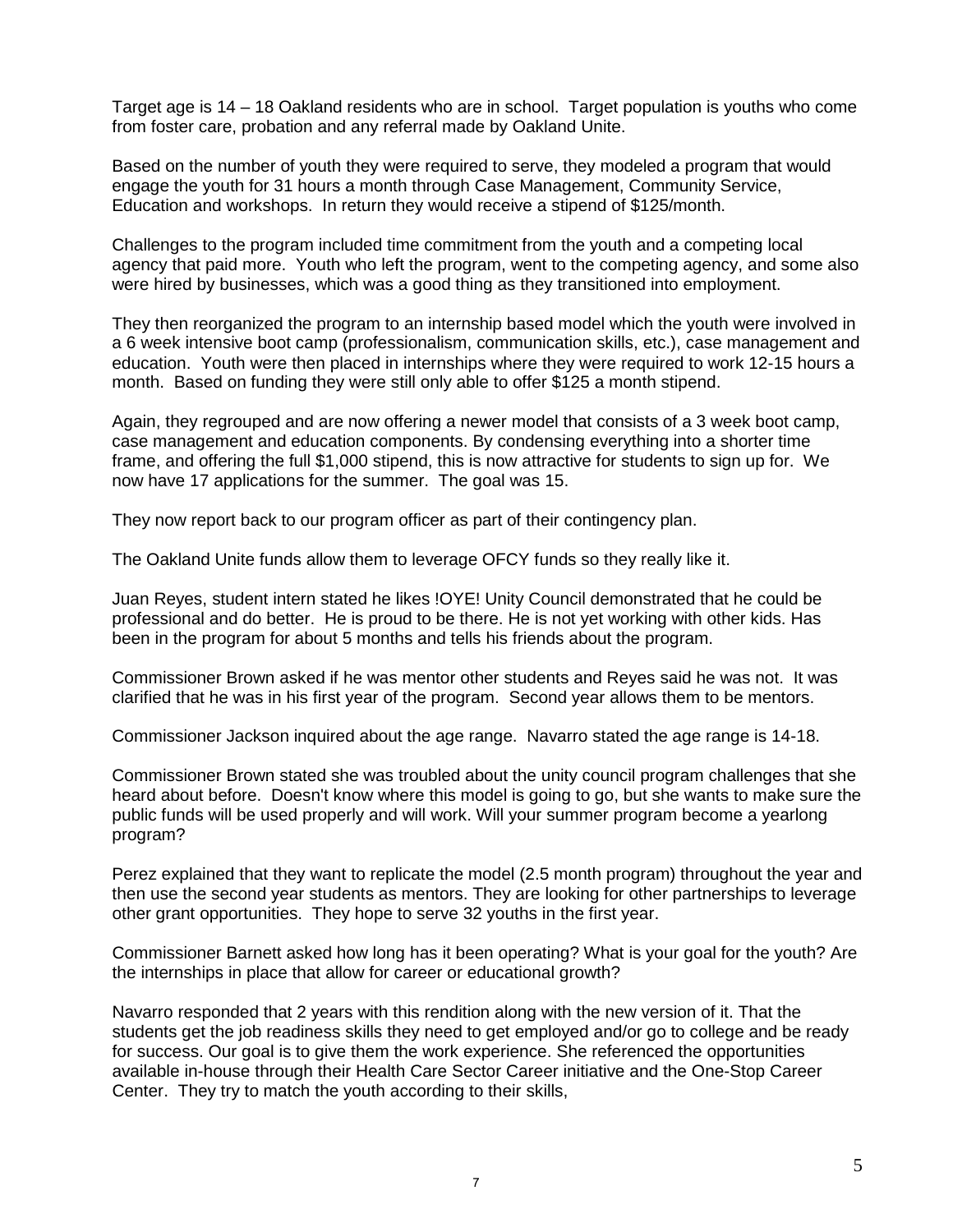Target age is 14 – 18 Oakland residents who are in school. Target population is youths who come from foster care, probation and any referral made by Oakland Unite.

Based on the number of youth they were required to serve, they modeled a program that would engage the youth for 31 hours a month through Case Management, Community Service, Education and workshops. In return they would receive a stipend of $125/month.

Challenges to the program included time commitment from the youth and a competing local agency that paid more. Youth who left the program, went to the competing agency, and some also were hired by businesses, which was a good thing as they transitioned into employment.

They then reorganized the program to an internship based model which the youth were involved in a 6 week intensive boot camp (professionalism, communication skills, etc.), case management and education. Youth were then placed in internships where they were required to work 12-15 hours a month. Based on funding they were still only able to offer $125 a month stipend.

Again, they regrouped and are now offering a newer model that consists of a 3 week boot camp, case management and education components. By condensing everything into a shorter time frame, and offering the full $1,000 stipend, this is now attractive for students to sign up for. We now have 17 applications for the summer. The goal was 15.

They now report back to our program officer as part of their contingency plan.

The Oakland Unite funds allow them to leverage OFCY funds so they really like it.

Juan Reyes, student intern stated he likes !OYE! Unity Council demonstrated that he could be professional and do better. He is proud to be there. He is not yet working with other kids. Has been in the program for about 5 months and tells his friends about the program.

Commissioner Brown asked if he was mentor other students and Reyes said he was not. It was clarified that he was in his first year of the program. Second year allows them to be mentors.

Commissioner Jackson inquired about the age range. Navarro stated the age range is 14-18.

Commissioner Brown stated she was troubled about the unity council program challenges that she heard about before. Doesn't know where this model is going to go, but she wants to make sure the public funds will be used properly and will work. Will your summer program become a yearlong program?

Perez explained that they want to replicate the model (2.5 month program) throughout the year and then use the second year students as mentors. They are looking for other partnerships to leverage other grant opportunities. They hope to serve 32 youths in the first year.

Commissioner Barnett asked how long has it been operating? What is your goal for the youth? Are the internships in place that allow for career or educational growth?

Navarro responded that 2 years with this rendition along with the new version of it. That the students get the job readiness skills they need to get employed and/or go to college and be ready for success. Our goal is to give them the work experience. She referenced the opportunities available in-house through their Health Care Sector Career initiative and the One-Stop Career Center. They try to match the youth according to their skills,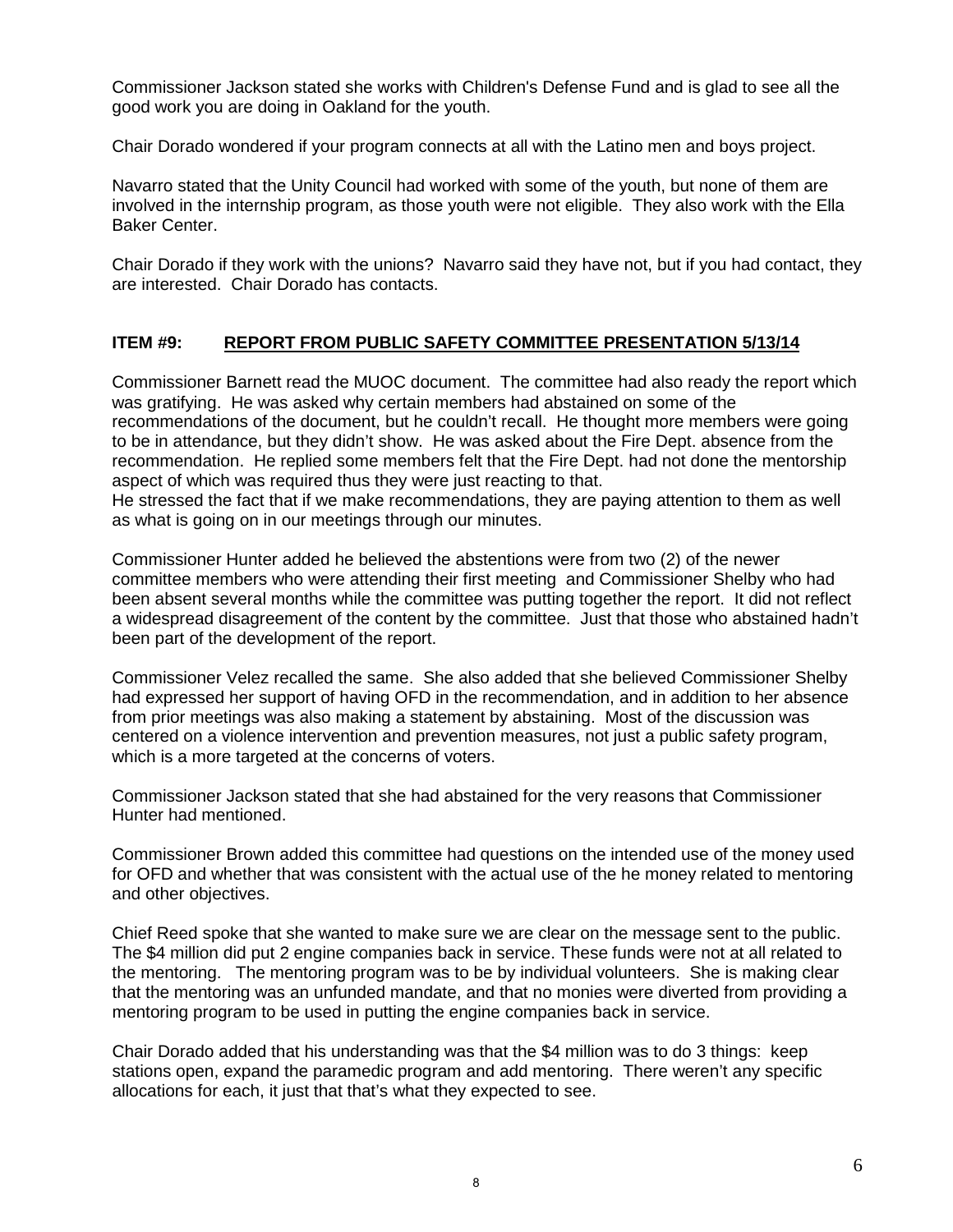Commissioner Jackson stated she works with Children's Defense Fund and is glad to see all the good work you are doing in Oakland for the youth.

Chair Dorado wondered if your program connects at all with the Latino men and boys project.

Navarro stated that the Unity Council had worked with some of the youth, but none of them are involved in the internship program, as those youth were not eligible. They also work with the Ella Baker Center.

Chair Dorado if they work with the unions? Navarro said they have not, but if you had contact, they are interested. Chair Dorado has contacts.

## ITEM #9: <u>REPORT FROM PUBLIC SAFETY COMMITTEE PRESENTATION 5/13/14</u>

Commissioner Barnett read the MUOC document. The committee had also ready the report which was gratifying. He was asked why certain members had abstained on some of the recommendations of the document, but he couldn't recall. He thought more members were going to be in attendance, but they didn't show. He was asked about the Fire Dept. absence from the recommendation. He replied some members felt that the Fire Dept. had not done the mentorship aspect of which was required thus they were just reacting to that.
He stressed the fact that if we make recommendations, they are paying attention to them as well as what is going on in our meetings through our minutes.

Commissioner Hunter added he believed the abstentions were from two (2) of the newer committee members who were attending their first meeting and Commissioner Shelby who had been absent several months while the committee was putting together the report. It did not reflect a widespread disagreement of the content by the committee. Just that those who abstained hadn't been part of the development of the report.

Commissioner Velez recalled the same. She also added that she believed Commissioner Shelby had expressed her support of having OFD in the recommendation, and in addition to her absence from prior meetings was also making a statement by abstaining. Most of the discussion was centered on a violence intervention and prevention measures, not just a public safety program, which is a more targeted at the concerns of voters.

Commissioner Jackson stated that she had abstained for the very reasons that Commissioner Hunter had mentioned.

Commissioner Brown added this committee had questions on the intended use of the money used for OFD and whether that was consistent with the actual use of the he money related to mentoring and other objectives.

Chief Reed spoke that she wanted to make sure we are clear on the message sent to the public. The $4 million did put 2 engine companies back in service. These funds were not at all related to the mentoring. The mentoring program was to be by individual volunteers. She is making clear that the mentoring was an unfunded mandate, and that no monies were diverted from providing a mentoring program to be used in putting the engine companies back in service.

Chair Dorado added that his understanding was that the $4 million was to do 3 things: keep stations open, expand the paramedic program and add mentoring. There weren't any specific allocations for each, it just that that's what they expected to see.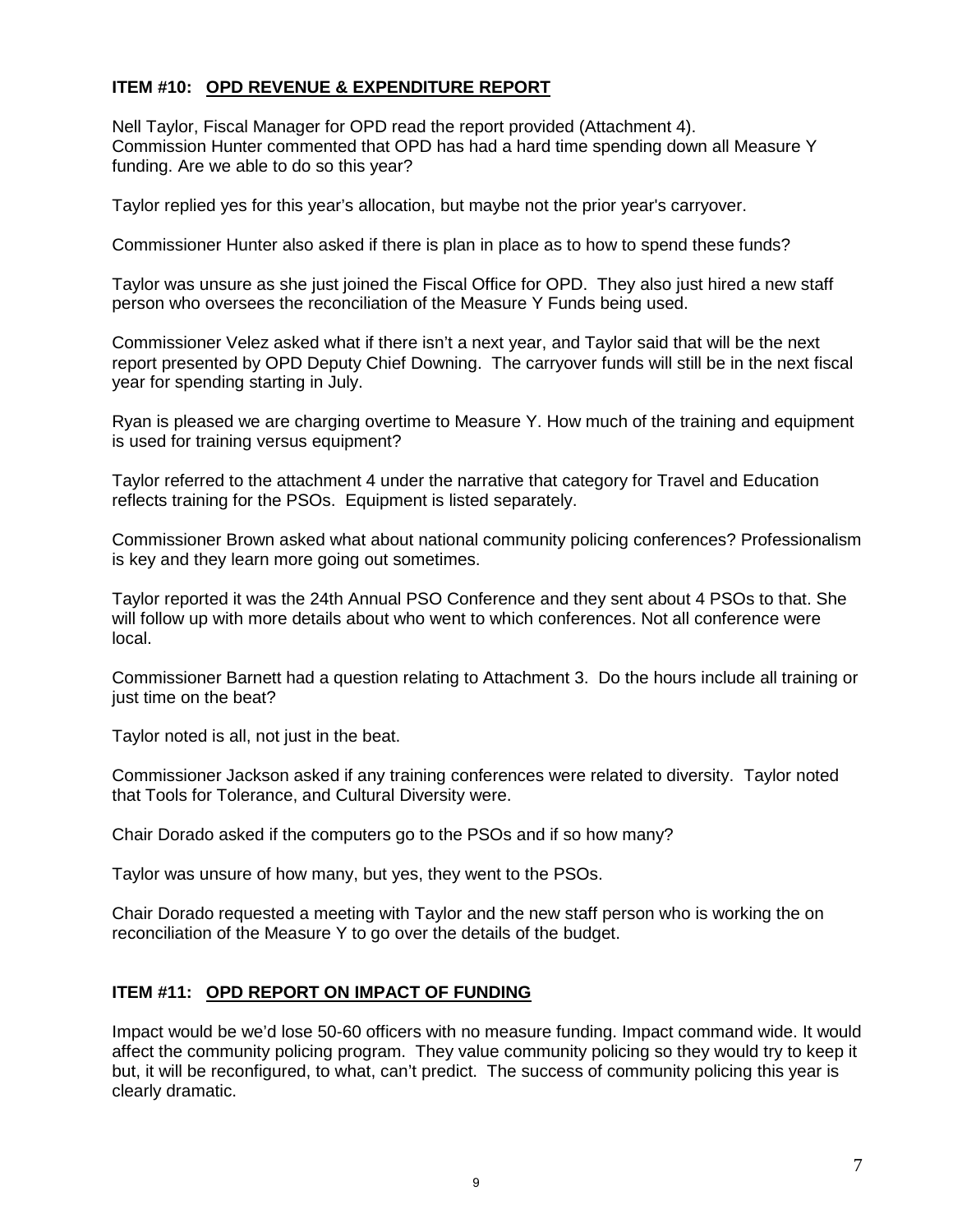**ITEM #10: OPD REVENUE & EXPENDITURE REPORT**

Nell Taylor, Fiscal Manager for OPD read the report provided (Attachment 4).
Commission Hunter commented that OPD has had a hard time spending down all Measure Y funding. Are we able to do so this year?

Taylor replied yes for this year's allocation, but maybe not the prior year's carryover.

Commissioner Hunter also asked if there is plan in place as to how to spend these funds?

Taylor was unsure as she just joined the Fiscal Office for OPD. They also just hired a new staff person who oversees the reconciliation of the Measure Y Funds being used.

Commissioner Velez asked what if there isn't a next year, and Taylor said that will be the next report presented by OPD Deputy Chief Downing. The carryover funds will still be in the next fiscal year for spending starting in July.

Ryan is pleased we are charging overtime to Measure Y. How much of the training and equipment is used for training versus equipment?

Taylor referred to the attachment 4 under the narrative that category for Travel and Education reflects training for the PSOs. Equipment is listed separately.

Commissioner Brown asked what about national community policing conferences? Professionalism is key and they learn more going out sometimes.

Taylor reported it was the 24th Annual PSO Conference and they sent about 4 PSOs to that. She will follow up with more details about who went to which conferences. Not all conference were local.

Commissioner Barnett had a question relating to Attachment 3. Do the hours include all training or just time on the beat?

Taylor noted is all, not just in the beat.

Commissioner Jackson asked if any training conferences were related to diversity. Taylor noted that Tools for Tolerance, and Cultural Diversity were.

Chair Dorado asked if the computers go to the PSOs and if so how many?

Taylor was unsure of how many, but yes, they went to the PSOs.

Chair Dorado requested a meeting with Taylor and the new staff person who is working the on reconciliation of the Measure Y to go over the details of the budget.

**ITEM #11: OPD REPORT ON IMPACT OF FUNDING**

Impact would be we'd lose 50-60 officers with no measure funding. Impact command wide. It would affect the community policing program. They value community policing so they would try to keep it but, it will be reconfigured, to what, can't predict. The success of community policing this year is clearly dramatic.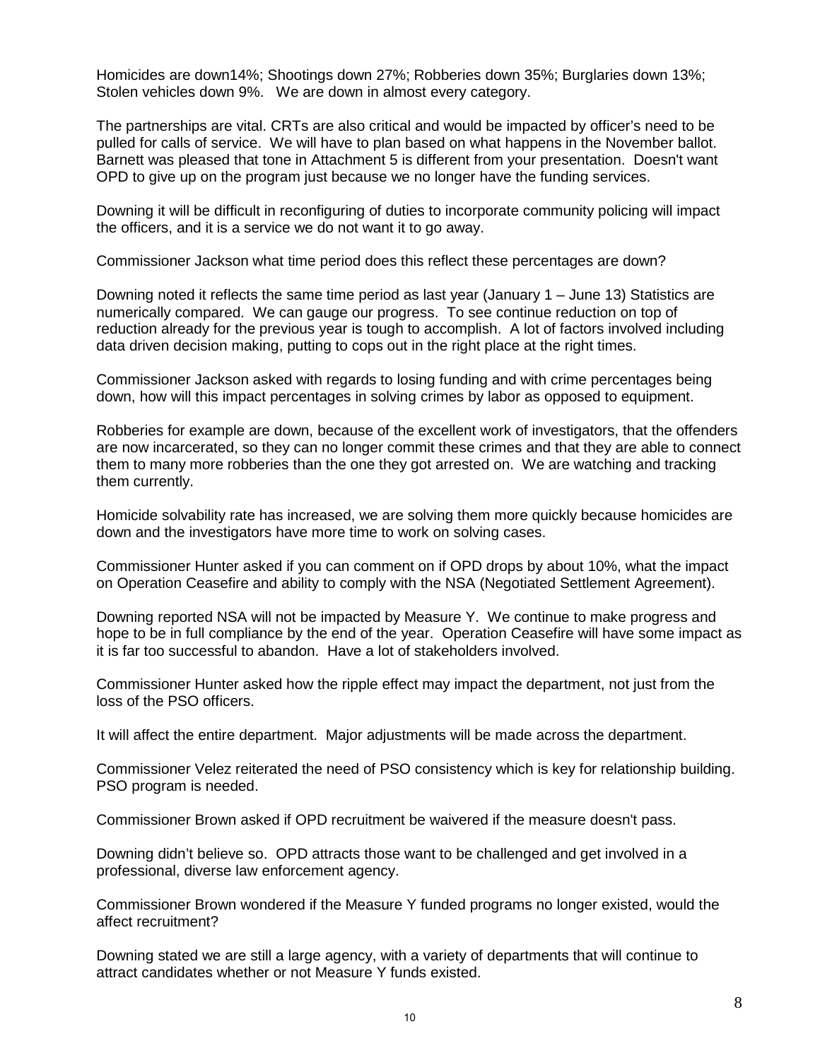Homicides are down14%; Shootings down 27%; Robberies down 35%; Burglaries down 13%; Stolen vehicles down 9%. We are down in almost every category.

The partnerships are vital. CRTs are also critical and would be impacted by officer's need to be pulled for calls of service. We will have to plan based on what happens in the November ballot. Barnett was pleased that tone in Attachment 5 is different from your presentation. Doesn't want OPD to give up on the program just because we no longer have the funding services.

Downing it will be difficult in reconfiguring of duties to incorporate community policing will impact the officers, and it is a service we do not want it to go away.

Commissioner Jackson what time period does this reflect these percentages are down?

Downing noted it reflects the same time period as last year (January 1 – June 13) Statistics are numerically compared. We can gauge our progress. To see continue reduction on top of reduction already for the previous year is tough to accomplish. A lot of factors involved including data driven decision making, putting to cops out in the right place at the right times.

Commissioner Jackson asked with regards to losing funding and with crime percentages being down, how will this impact percentages in solving crimes by labor as opposed to equipment.

Robberies for example are down, because of the excellent work of investigators, that the offenders are now incarcerated, so they can no longer commit these crimes and that they are able to connect them to many more robberies than the one they got arrested on. We are watching and tracking them currently.

Homicide solvability rate has increased, we are solving them more quickly because homicides are down and the investigators have more time to work on solving cases.

Commissioner Hunter asked if you can comment on if OPD drops by about 10%, what the impact on Operation Ceasefire and ability to comply with the NSA (Negotiated Settlement Agreement).

Downing reported NSA will not be impacted by Measure Y. We continue to make progress and hope to be in full compliance by the end of the year. Operation Ceasefire will have some impact as it is far too successful to abandon. Have a lot of stakeholders involved.

Commissioner Hunter asked how the ripple effect may impact the department, not just from the loss of the PSO officers.

It will affect the entire department. Major adjustments will be made across the department.

Commissioner Velez reiterated the need of PSO consistency which is key for relationship building. PSO program is needed.

Commissioner Brown asked if OPD recruitment be waivered if the measure doesn't pass.

Downing didn't believe so. OPD attracts those want to be challenged and get involved in a professional, diverse law enforcement agency.

Commissioner Brown wondered if the Measure Y funded programs no longer existed, would the affect recruitment?

Downing stated we are still a large agency, with a variety of departments that will continue to attract candidates whether or not Measure Y funds existed.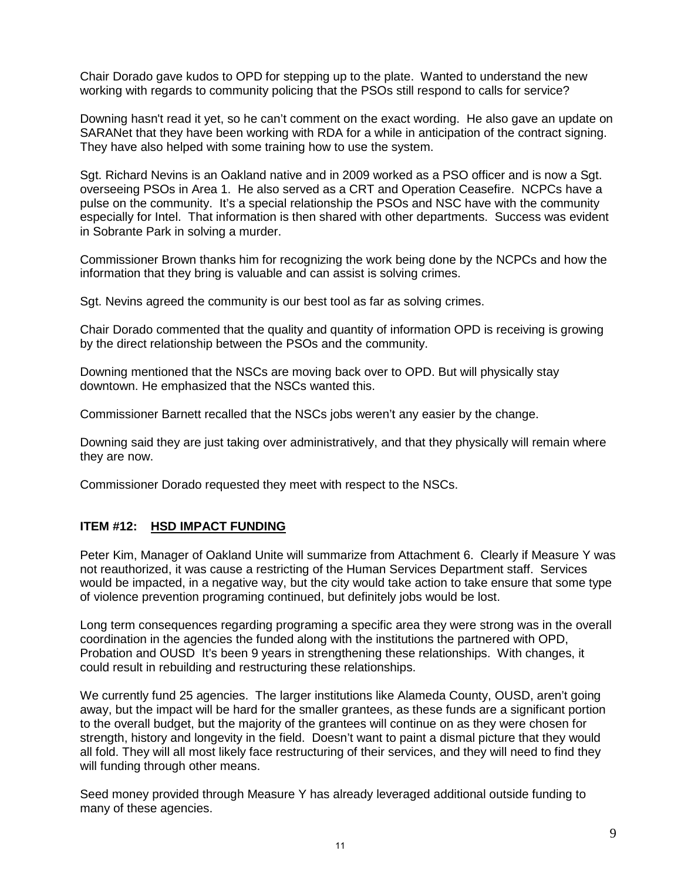Chair Dorado gave kudos to OPD for stepping up to the plate. Wanted to understand the new working with regards to community policing that the PSOs still respond to calls for service?

Downing hasn't read it yet, so he can't comment on the exact wording. He also gave an update on SARANet that they have been working with RDA for a while in anticipation of the contract signing. They have also helped with some training how to use the system.

Sgt. Richard Nevins is an Oakland native and in 2009 worked as a PSO officer and is now a Sgt. overseeing PSOs in Area 1. He also served as a CRT and Operation Ceasefire. NCPCs have a pulse on the community. It's a special relationship the PSOs and NSC have with the community especially for Intel. That information is then shared with other departments. Success was evident in Sobrante Park in solving a murder.

Commissioner Brown thanks him for recognizing the work being done by the NCPCs and how the information that they bring is valuable and can assist is solving crimes.

Sgt. Nevins agreed the community is our best tool as far as solving crimes.

Chair Dorado commented that the quality and quantity of information OPD is receiving is growing by the direct relationship between the PSOs and the community.

Downing mentioned that the NSCs are moving back over to OPD. But will physically stay downtown. He emphasized that the NSCs wanted this.

Commissioner Barnett recalled that the NSCs jobs weren't any easier by the change.

Downing said they are just taking over administratively, and that they physically will remain where they are now.

Commissioner Dorado requested they meet with respect to the NSCs.

**ITEM #12: <u>HSD IMPACT FUNDING</u>**

Peter Kim, Manager of Oakland Unite will summarize from Attachment 6. Clearly if Measure Y was not reauthorized, it was cause a restricting of the Human Services Department staff. Services would be impacted, in a negative way, but the city would take action to take ensure that some type of violence prevention programing continued, but definitely jobs would be lost.

Long term consequences regarding programing a specific area they were strong was in the overall coordination in the agencies the funded along with the institutions the partnered with OPD, Probation and OUSD It's been 9 years in strengthening these relationships. With changes, it could result in rebuilding and restructuring these relationships.

We currently fund 25 agencies. The larger institutions like Alameda County, OUSD, aren't going away, but the impact will be hard for the smaller grantees, as these funds are a significant portion to the overall budget, but the majority of the grantees will continue on as they were chosen for strength, history and longevity in the field. Doesn't want to paint a dismal picture that they would all fold. They will all most likely face restructuring of their services, and they will need to find they will funding through other means.

Seed money provided through Measure Y has already leveraged additional outside funding to many of these agencies.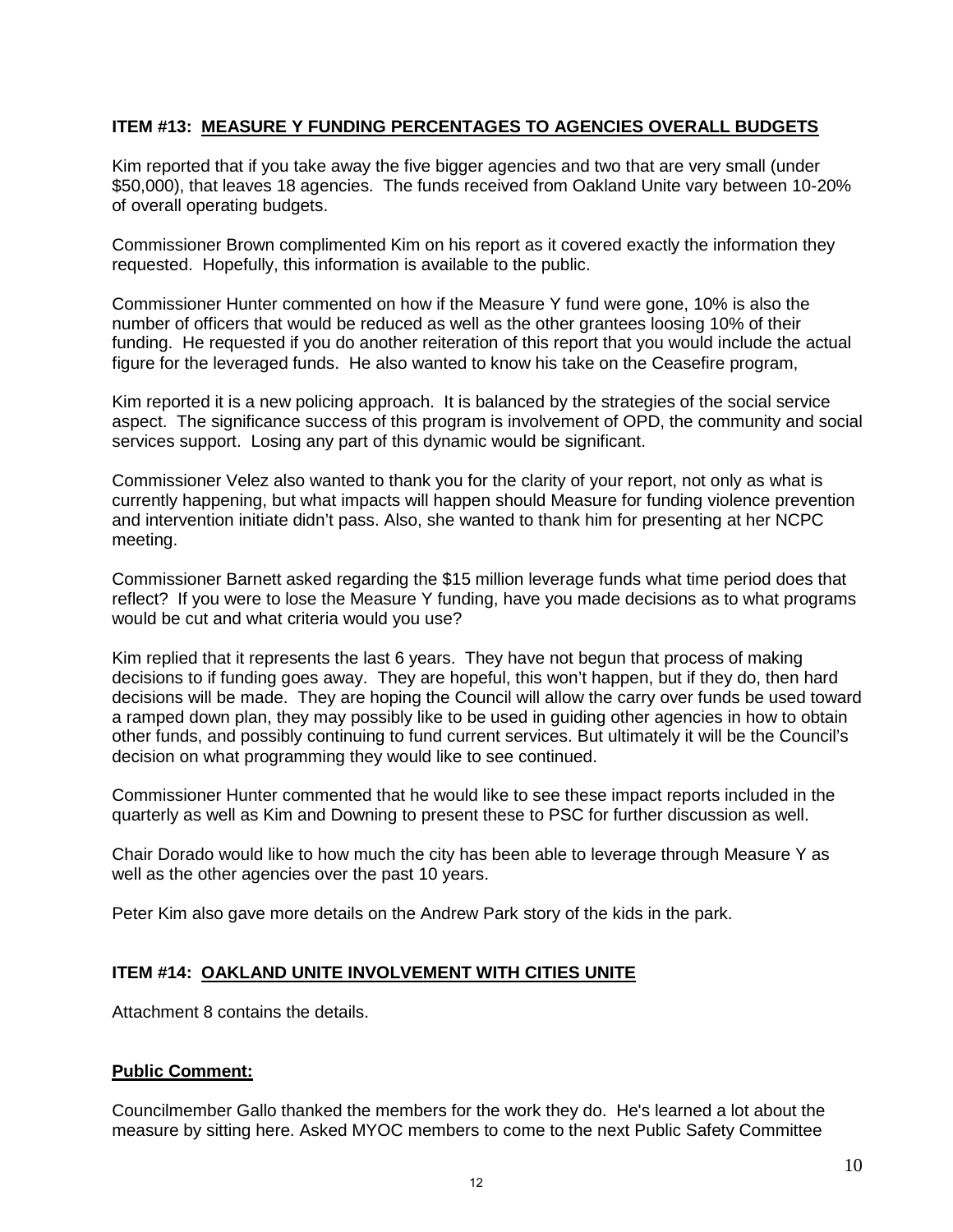### ITEM #13: MEASURE Y FUNDING PERCENTAGES TO AGENCIES OVERALL BUDGETS

Kim reported that if you take away the five bigger agencies and two that are very small (under $50,000), that leaves 18 agencies. The funds received from Oakland Unite vary between 10-20% of overall operating budgets.

Commissioner Brown complimented Kim on his report as it covered exactly the information they requested. Hopefully, this information is available to the public.

Commissioner Hunter commented on how if the Measure Y fund were gone, 10% is also the number of officers that would be reduced as well as the other grantees loosing 10% of their funding. He requested if you do another reiteration of this report that you would include the actual figure for the leveraged funds. He also wanted to know his take on the Ceasefire program,

Kim reported it is a new policing approach. It is balanced by the strategies of the social service aspect. The significance success of this program is involvement of OPD, the community and social services support. Losing any part of this dynamic would be significant.

Commissioner Velez also wanted to thank you for the clarity of your report, not only as what is currently happening, but what impacts will happen should Measure for funding violence prevention and intervention initiate didn't pass. Also, she wanted to thank him for presenting at her NCPC meeting.

Commissioner Barnett asked regarding the $15 million leverage funds what time period does that reflect? If you were to lose the Measure Y funding, have you made decisions as to what programs would be cut and what criteria would you use?

Kim replied that it represents the last 6 years. They have not begun that process of making decisions to if funding goes away. They are hopeful, this won't happen, but if they do, then hard decisions will be made. They are hoping the Council will allow the carry over funds be used toward a ramped down plan, they may possibly like to be used in guiding other agencies in how to obtain other funds, and possibly continuing to fund current services. But ultimately it will be the Council's decision on what programming they would like to see continued.

Commissioner Hunter commented that he would like to see these impact reports included in the quarterly as well as Kim and Downing to present these to PSC for further discussion as well.

Chair Dorado would like to how much the city has been able to leverage through Measure Y as well as the other agencies over the past 10 years.

Peter Kim also gave more details on the Andrew Park story of the kids in the park.

### ITEM #14: OAKLAND UNITE INVOLVEMENT WITH CITIES UNITE

Attachment 8 contains the details.

### Public Comment:

Councilmember Gallo thanked the members for the work they do. He's learned a lot about the measure by sitting here. Asked MYOC members to come to the next Public Safety Committee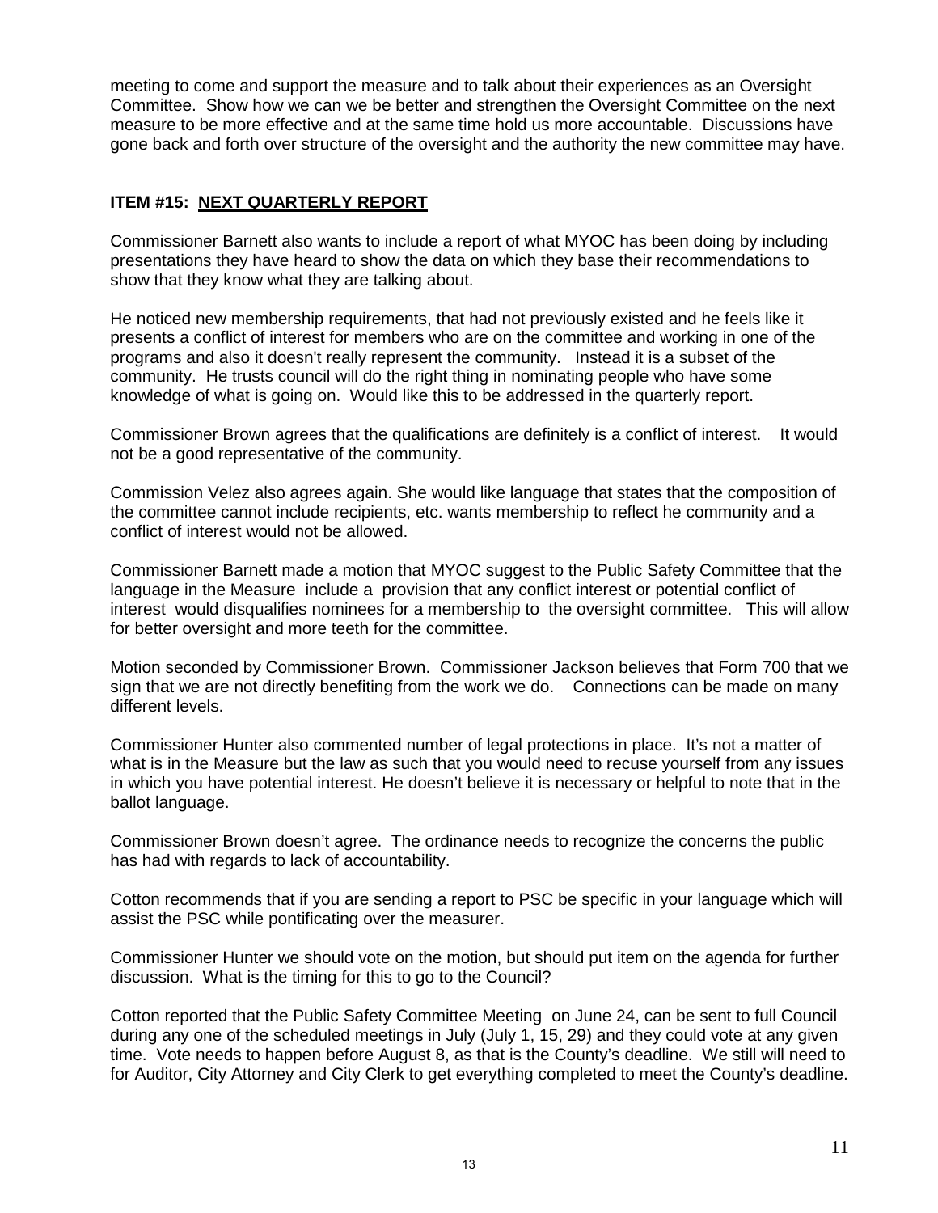meeting to come and support the measure and to talk about their experiences as an Oversight Committee. Show how we can we be better and strengthen the Oversight Committee on the next measure to be more effective and at the same time hold us more accountable. Discussions have gone back and forth over structure of the oversight and the authority the new committee may have.

### ITEM #15: NEXT QUARTERLY REPORT

Commissioner Barnett also wants to include a report of what MYOC has been doing by including presentations they have heard to show the data on which they base their recommendations to show that they know what they are talking about.

He noticed new membership requirements, that had not previously existed and he feels like it presents a conflict of interest for members who are on the committee and working in one of the programs and also it doesn't really represent the community. Instead it is a subset of the community. He trusts council will do the right thing in nominating people who have some knowledge of what is going on. Would like this to be addressed in the quarterly report.

Commissioner Brown agrees that the qualifications are definitely is a conflict of interest. It would not be a good representative of the community.

Commission Velez also agrees again. She would like language that states that the composition of the committee cannot include recipients, etc. wants membership to reflect he community and a conflict of interest would not be allowed.

Commissioner Barnett made a motion that MYOC suggest to the Public Safety Committee that the language in the Measure include a provision that any conflict interest or potential conflict of interest would disqualifies nominees for a membership to the oversight committee. This will allow for better oversight and more teeth for the committee.

Motion seconded by Commissioner Brown. Commissioner Jackson believes that Form 700 that we sign that we are not directly benefiting from the work we do. Connections can be made on many different levels.

Commissioner Hunter also commented number of legal protections in place. It's not a matter of what is in the Measure but the law as such that you would need to recuse yourself from any issues in which you have potential interest. He doesn't believe it is necessary or helpful to note that in the ballot language.

Commissioner Brown doesn't agree. The ordinance needs to recognize the concerns the public has had with regards to lack of accountability.

Cotton recommends that if you are sending a report to PSC be specific in your language which will assist the PSC while pontificating over the measurer.

Commissioner Hunter we should vote on the motion, but should put item on the agenda for further discussion. What is the timing for this to go to the Council?

Cotton reported that the Public Safety Committee Meeting on June 24, can be sent to full Council during any one of the scheduled meetings in July (July 1, 15, 29) and they could vote at any given time. Vote needs to happen before August 8, as that is the County's deadline. We still will need to for Auditor, City Attorney and City Clerk to get everything completed to meet the County's deadline.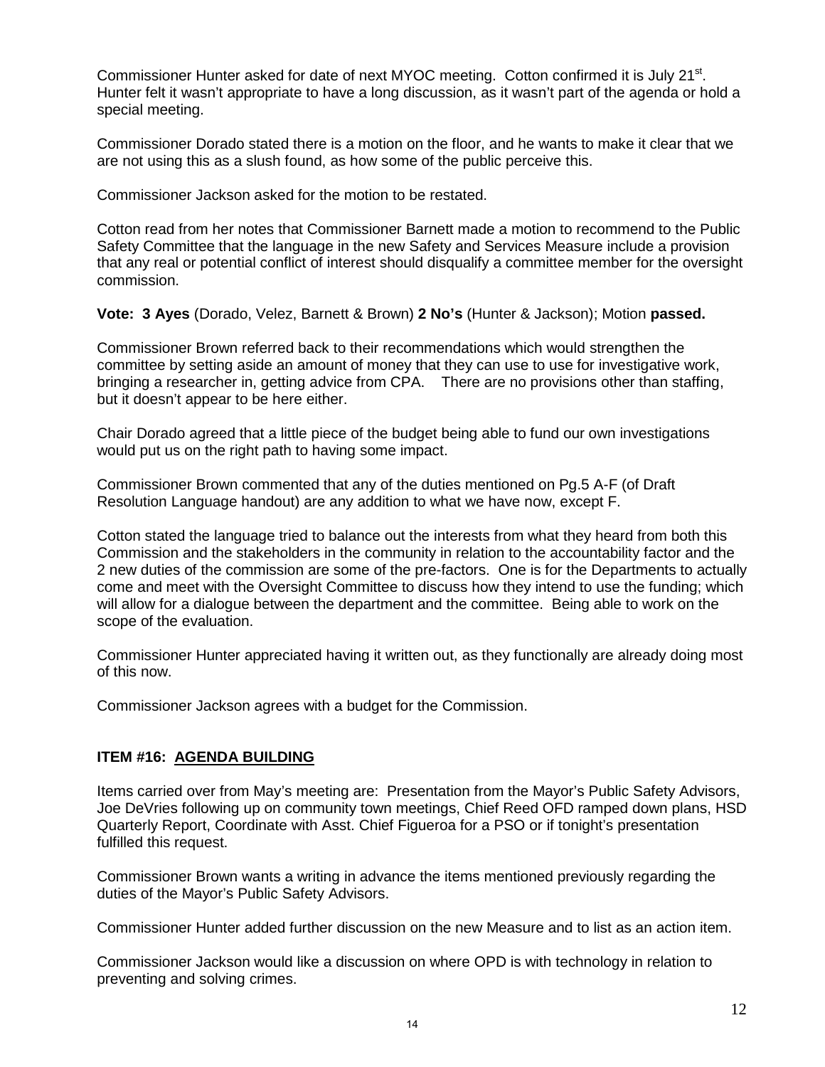Commissioner Hunter asked for date of next MYOC meeting. Cotton confirmed it is July 21st. Hunter felt it wasn't appropriate to have a long discussion, as it wasn't part of the agenda or hold a special meeting.

Commissioner Dorado stated there is a motion on the floor, and he wants to make it clear that we are not using this as a slush found, as how some of the public perceive this.

Commissioner Jackson asked for the motion to be restated.

Cotton read from her notes that Commissioner Barnett made a motion to recommend to the Public Safety Committee that the language in the new Safety and Services Measure include a provision that any real or potential conflict of interest should disqualify a committee member for the oversight commission.

**Vote: 3 Ayes** (Dorado, Velez, Barnett & Brown) **2 No's** (Hunter & Jackson); Motion **passed.**

Commissioner Brown referred back to their recommendations which would strengthen the committee by setting aside an amount of money that they can use to use for investigative work, bringing a researcher in, getting advice from CPA. There are no provisions other than staffing, but it doesn't appear to be here either.

Chair Dorado agreed that a little piece of the budget being able to fund our own investigations would put us on the right path to having some impact.

Commissioner Brown commented that any of the duties mentioned on Pg.5 A-F (of Draft Resolution Language handout) are any addition to what we have now, except F.

Cotton stated the language tried to balance out the interests from what they heard from both this Commission and the stakeholders in the community in relation to the accountability factor and the 2 new duties of the commission are some of the pre-factors. One is for the Departments to actually come and meet with the Oversight Committee to discuss how they intend to use the funding; which will allow for a dialogue between the department and the committee. Being able to work on the scope of the evaluation.

Commissioner Hunter appreciated having it written out, as they functionally are already doing most of this now.

Commissioner Jackson agrees with a budget for the Commission.

## ITEM #16: AGENDA BUILDING

Items carried over from May's meeting are: Presentation from the Mayor's Public Safety Advisors, Joe DeVries following up on community town meetings, Chief Reed OFD ramped down plans, HSD Quarterly Report, Coordinate with Asst. Chief Figueroa for a PSO or if tonight's presentation fulfilled this request.

Commissioner Brown wants a writing in advance the items mentioned previously regarding the duties of the Mayor's Public Safety Advisors.

Commissioner Hunter added further discussion on the new Measure and to list as an action item.

Commissioner Jackson would like a discussion on where OPD is with technology in relation to preventing and solving crimes.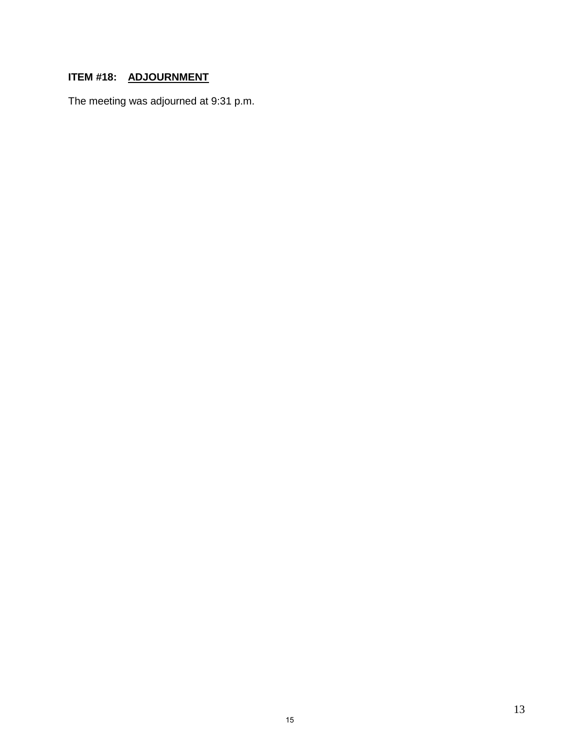**ITEM #18: ADJOURNMENT**

The meeting was adjourned at 9:31 p.m.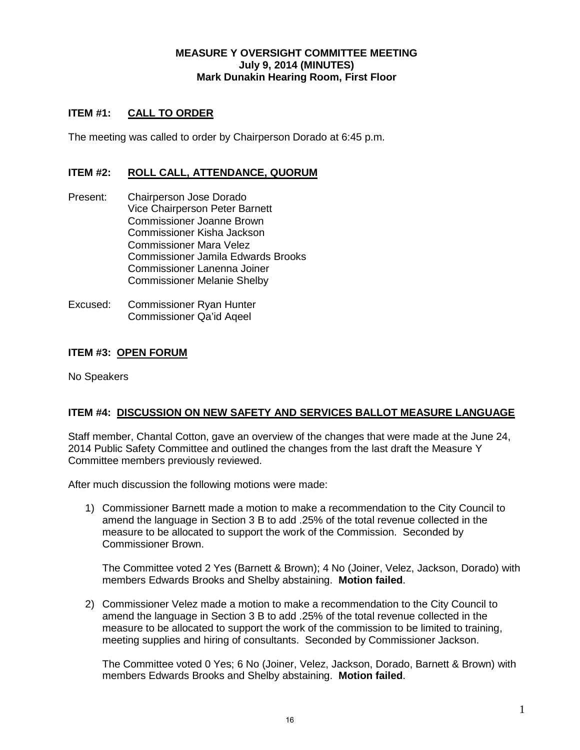**MEASURE Y OVERSIGHT COMMITTEE MEETING**
**July 9, 2014 (MINUTES)**
**Mark Dunakin Hearing Room, First Floor**

## ITEM #1: CALL TO ORDER

The meeting was called to order by Chairperson Dorado at 6:45 p.m.

## ITEM #2: ROLL CALL, ATTENDANCE, QUORUM

Present:
Chairperson Jose Dorado
Vice Chairperson Peter Barnett
Commissioner Joanne Brown
Commissioner Kisha Jackson
Commissioner Mara Velez
Commissioner Jamila Edwards Brooks
Commissioner Lanenna Joiner
Commissioner Melanie Shelby

Excused:
Commissioner Ryan Hunter
Commissioner Qa'id Aqeel

## ITEM #3: OPEN FORUM

No Speakers

## ITEM #4: DISCUSSION ON NEW SAFETY AND SERVICES BALLOT MEASURE LANGUAGE

Staff member, Chantal Cotton, gave an overview of the changes that were made at the June 24, 2014 Public Safety Committee and outlined the changes from the last draft the Measure Y Committee members previously reviewed.

After much discussion the following motions were made:

1) Commissioner Barnett made a motion to make a recommendation to the City Council to amend the language in Section 3 B to add .25% of the total revenue collected in the measure to be allocated to support the work of the Commission. Seconded by Commissioner Brown.

   The Committee voted 2 Yes (Barnett & Brown); 4 No (Joiner, Velez, Jackson, Dorado) with members Edwards Brooks and Shelby abstaining. **Motion failed**.

2) Commissioner Velez made a motion to make a recommendation to the City Council to amend the language in Section 3 B to add .25% of the total revenue collected in the measure to be allocated to support the work of the commission to be limited to training, meeting supplies and hiring of consultants. Seconded by Commissioner Jackson.

   The Committee voted 0 Yes; 6 No (Joiner, Velez, Jackson, Dorado, Barnett & Brown) with members Edwards Brooks and Shelby abstaining. **Motion failed**.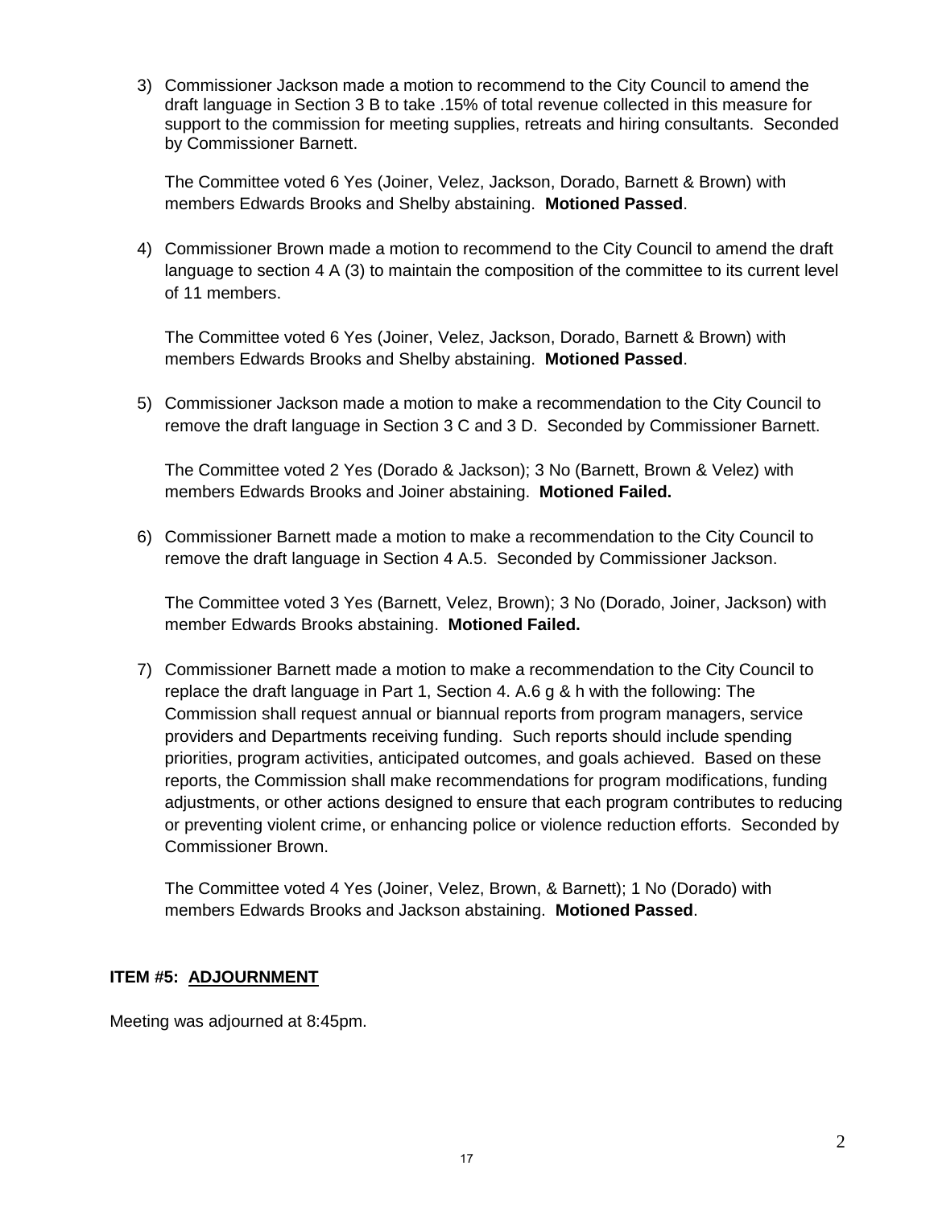3) Commissioner Jackson made a motion to recommend to the City Council to amend the draft language in Section 3 B to take .15% of total revenue collected in this measure for support to the commission for meeting supplies, retreats and hiring consultants. Seconded by Commissioner Barnett.

   The Committee voted 6 Yes (Joiner, Velez, Jackson, Dorado, Barnett & Brown) with members Edwards Brooks and Shelby abstaining. **Motioned Passed**.

4) Commissioner Brown made a motion to recommend to the City Council to amend the draft language to section 4 A (3) to maintain the composition of the committee to its current level of 11 members.

   The Committee voted 6 Yes (Joiner, Velez, Jackson, Dorado, Barnett & Brown) with members Edwards Brooks and Shelby abstaining. **Motioned Passed**.

5) Commissioner Jackson made a motion to make a recommendation to the City Council to remove the draft language in Section 3 C and 3 D. Seconded by Commissioner Barnett.

   The Committee voted 2 Yes (Dorado & Jackson); 3 No (Barnett, Brown & Velez) with members Edwards Brooks and Joiner abstaining. **Motioned Failed.**

6) Commissioner Barnett made a motion to make a recommendation to the City Council to remove the draft language in Section 4 A.5. Seconded by Commissioner Jackson.

   The Committee voted 3 Yes (Barnett, Velez, Brown); 3 No (Dorado, Joiner, Jackson) with member Edwards Brooks abstaining. **Motioned Failed.**

7) Commissioner Barnett made a motion to make a recommendation to the City Council to replace the draft language in Part 1, Section 4. A.6 g & h with the following: The Commission shall request annual or biannual reports from program managers, service providers and Departments receiving funding. Such reports should include spending priorities, program activities, anticipated outcomes, and goals achieved. Based on these reports, the Commission shall make recommendations for program modifications, funding adjustments, or other actions designed to ensure that each program contributes to reducing or preventing violent crime, or enhancing police or violence reduction efforts. Seconded by Commissioner Brown.

   The Committee voted 4 Yes (Joiner, Velez, Brown, & Barnett); 1 No (Dorado) with members Edwards Brooks and Jackson abstaining. **Motioned Passed**.

**ITEM #5: ADJOURNMENT**

Meeting was adjourned at 8:45pm.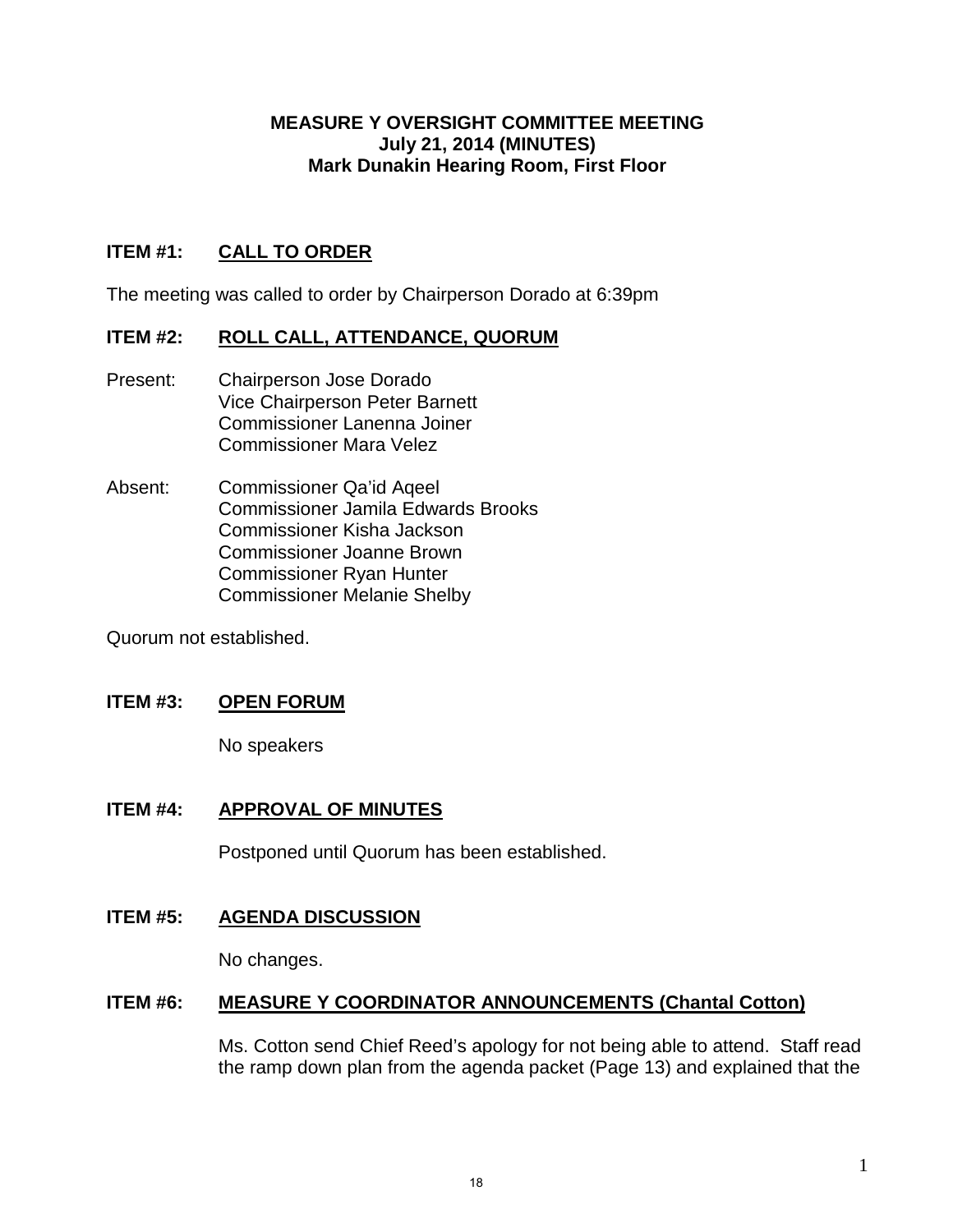**MEASURE Y OVERSIGHT COMMITTEE MEETING**
**July 21, 2014 (MINUTES)**
**Mark Dunakin Hearing Room, First Floor**

**ITEM #1: CALL TO ORDER**

The meeting was called to order by Chairperson Dorado at 6:39pm

**ITEM #2: ROLL CALL, ATTENDANCE, QUORUM**

Present:
Chairperson Jose Dorado
Vice Chairperson Peter Barnett
Commissioner Lanenna Joiner
Commissioner Mara Velez

Absent:
Commissioner Qa'id Aqeel
Commissioner Jamila Edwards Brooks
Commissioner Kisha Jackson
Commissioner Joanne Brown
Commissioner Ryan Hunter
Commissioner Melanie Shelby

Quorum not established.

**ITEM #3: OPEN FORUM**

No speakers

**ITEM #4: APPROVAL OF MINUTES**

Postponed until Quorum has been established.

**ITEM #5: AGENDA DISCUSSION**

No changes.

**ITEM #6: MEASURE Y COORDINATOR ANNOUNCEMENTS (Chantal Cotton)**

Ms. Cotton send Chief Reed's apology for not being able to attend. Staff read the ramp down plan from the agenda packet (Page 13) and explained that the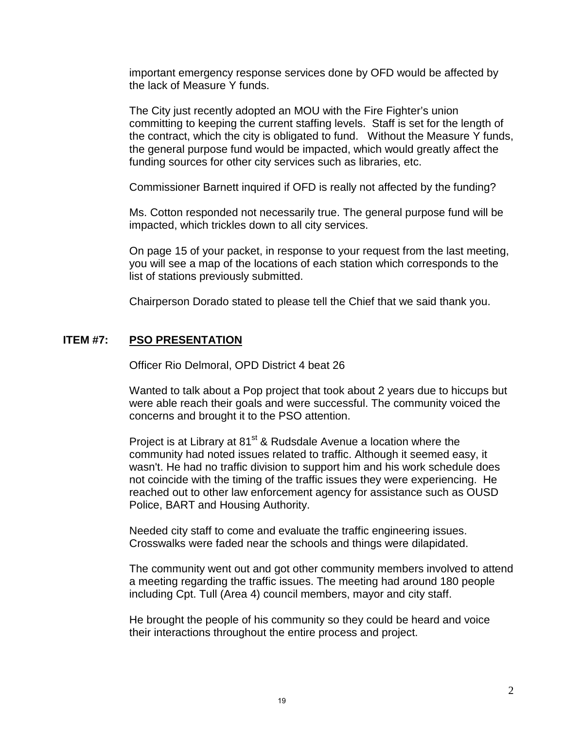important emergency response services done by OFD would be affected by the lack of Measure Y funds.

The City just recently adopted an MOU with the Fire Fighter's union committing to keeping the current staffing levels. Staff is set for the length of the contract, which the city is obligated to fund. Without the Measure Y funds, the general purpose fund would be impacted, which would greatly affect the funding sources for other city services such as libraries, etc.

Commissioner Barnett inquired if OFD is really not affected by the funding?

Ms. Cotton responded not necessarily true. The general purpose fund will be impacted, which trickles down to all city services.

On page 15 of your packet, in response to your request from the last meeting, you will see a map of the locations of each station which corresponds to the list of stations previously submitted.

Chairperson Dorado stated to please tell the Chief that we said thank you.

**ITEM #7: <u>PSO PRESENTATION</u>**

Officer Rio Delmoral, OPD District 4 beat 26

Wanted to talk about a Pop project that took about 2 years due to hiccups but were able reach their goals and were successful. The community voiced the concerns and brought it to the PSO attention.

Project is at Library at 81st & Rudsdale Avenue a location where the community had noted issues related to traffic. Although it seemed easy, it wasn't. He had no traffic division to support him and his work schedule does not coincide with the timing of the traffic issues they were experiencing. He reached out to other law enforcement agency for assistance such as OUSD Police, BART and Housing Authority.

Needed city staff to come and evaluate the traffic engineering issues. Crosswalks were faded near the schools and things were dilapidated.

The community went out and got other community members involved to attend a meeting regarding the traffic issues. The meeting had around 180 people including Cpt. Tull (Area 4) council members, mayor and city staff.

He brought the people of his community so they could be heard and voice their interactions throughout the entire process and project.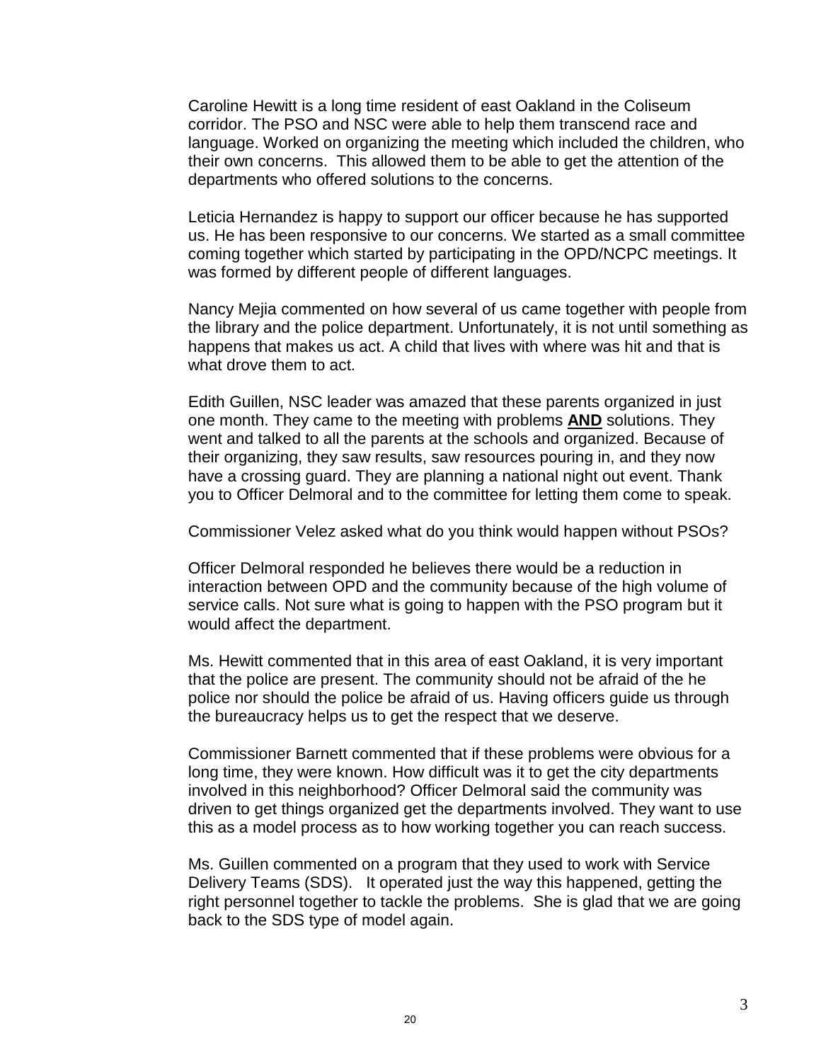Caroline Hewitt is a long time resident of east Oakland in the Coliseum corridor. The PSO and NSC were able to help them transcend race and language. Worked on organizing the meeting which included the children, who their own concerns.  This allowed them to be able to get the attention of the departments who offered solutions to the concerns.

Leticia Hernandez is happy to support our officer because he has supported us. He has been responsive to our concerns. We started as a small committee coming together which started by participating in the OPD/NCPC meetings. It was formed by different people of different languages.

Nancy Mejia commented on how several of us came together with people from the library and the police department. Unfortunately, it is not until something as happens that makes us act. A child that lives with where was hit and that is what drove them to act.

Edith Guillen, NSC leader was amazed that these parents organized in just one month. They came to the meeting with problems **AND** solutions. They went and talked to all the parents at the schools and organized. Because of their organizing, they saw results, saw resources pouring in, and they now have a crossing guard. They are planning a national night out event. Thank you to Officer Delmoral and to the committee for letting them come to speak.

Commissioner Velez asked what do you think would happen without PSOs?

Officer Delmoral responded he believes there would be a reduction in interaction between OPD and the community because of the high volume of service calls. Not sure what is going to happen with the PSO program but it would affect the department.

Ms. Hewitt commented that in this area of east Oakland, it is very important that the police are present. The community should not be afraid of the he police nor should the police be afraid of us. Having officers guide us through the bureaucracy helps us to get the respect that we deserve.

Commissioner Barnett commented that if these problems were obvious for a long time, they were known. How difficult was it to get the city departments involved in this neighborhood? Officer Delmoral said the community was driven to get things organized get the departments involved. They want to use this as a model process as to how working together you can reach success.

Ms. Guillen commented on a program that they used to work with Service Delivery Teams (SDS).   It operated just the way this happened, getting the right personnel together to tackle the problems.  She is glad that we are going back to the SDS type of model again.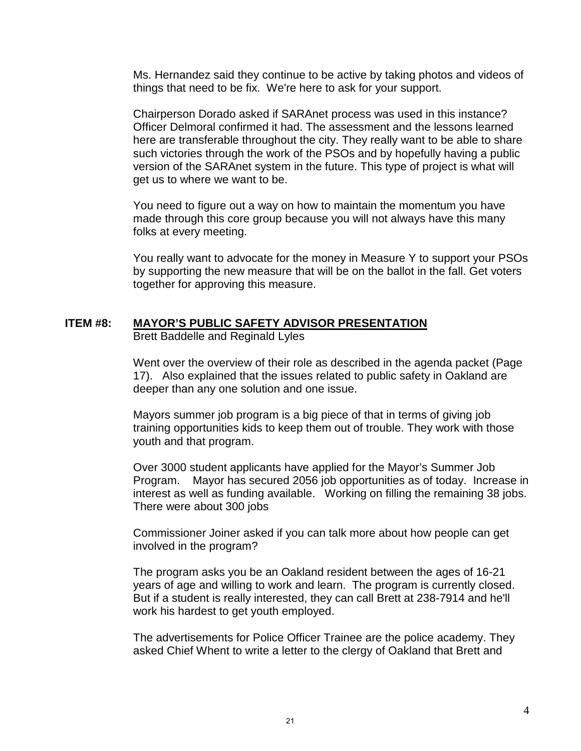Ms. Hernandez said they continue to be active by taking photos and videos of things that need to be fix. We're here to ask for your support.

Chairperson Dorado asked if SARAnet process was used in this instance? Officer Delmoral confirmed it had. The assessment and the lessons learned here are transferable throughout the city. They really want to be able to share such victories through the work of the PSOs and by hopefully having a public version of the SARAnet system in the future. This type of project is what will get us to where we want to be.

You need to figure out a way on how to maintain the momentum you have made through this core group because you will not always have this many folks at every meeting.

You really want to advocate for the money in Measure Y to support your PSOs by supporting the new measure that will be on the ballot in the fall. Get voters together for approving this measure.

**ITEM #8: <u>MAYOR'S PUBLIC SAFETY ADVISOR PRESENTATION</u>**
Brett Baddelle and Reginald Lyles

Went over the overview of their role as described in the agenda packet (Page 17). Also explained that the issues related to public safety in Oakland are deeper than any one solution and one issue.

Mayors summer job program is a big piece of that in terms of giving job training opportunities kids to keep them out of trouble. They work with those youth and that program.

Over 3000 student applicants have applied for the Mayor's Summer Job Program. Mayor has secured 2056 job opportunities as of today. Increase in interest as well as funding available. Working on filling the remaining 38 jobs. There were about 300 jobs

Commissioner Joiner asked if you can talk more about how people can get involved in the program?

The program asks you be an Oakland resident between the ages of 16-21 years of age and willing to work and learn. The program is currently closed. But if a student is really interested, they can call Brett at 238-7914 and he'll work his hardest to get youth employed.

The advertisements for Police Officer Trainee are the police academy. They asked Chief Whent to write a letter to the clergy of Oakland that Brett and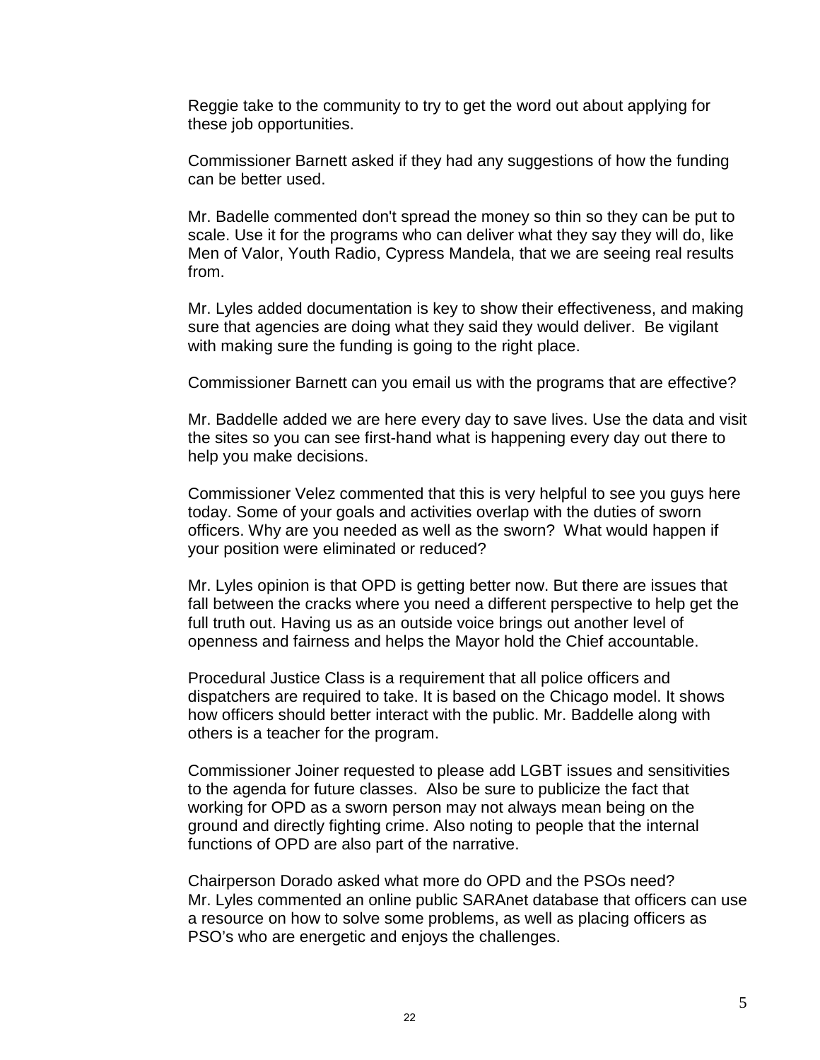Reggie take to the community to try to get the word out about applying for these job opportunities.

Commissioner Barnett asked if they had any suggestions of how the funding can be better used.

Mr. Badelle commented don't spread the money so thin so they can be put to scale. Use it for the programs who can deliver what they say they will do, like Men of Valor, Youth Radio, Cypress Mandela, that we are seeing real results from.

Mr. Lyles added documentation is key to show their effectiveness, and making sure that agencies are doing what they said they would deliver. Be vigilant with making sure the funding is going to the right place.

Commissioner Barnett can you email us with the programs that are effective?

Mr. Baddelle added we are here every day to save lives. Use the data and visit the sites so you can see first-hand what is happening every day out there to help you make decisions.

Commissioner Velez commented that this is very helpful to see you guys here today. Some of your goals and activities overlap with the duties of sworn officers. Why are you needed as well as the sworn? What would happen if your position were eliminated or reduced?

Mr. Lyles opinion is that OPD is getting better now. But there are issues that fall between the cracks where you need a different perspective to help get the full truth out. Having us as an outside voice brings out another level of openness and fairness and helps the Mayor hold the Chief accountable.

Procedural Justice Class is a requirement that all police officers and dispatchers are required to take. It is based on the Chicago model. It shows how officers should better interact with the public. Mr. Baddelle along with others is a teacher for the program.

Commissioner Joiner requested to please add LGBT issues and sensitivities to the agenda for future classes. Also be sure to publicize the fact that working for OPD as a sworn person may not always mean being on the ground and directly fighting crime. Also noting to people that the internal functions of OPD are also part of the narrative.

Chairperson Dorado asked what more do OPD and the PSOs need?
Mr. Lyles commented an online public SARAnet database that officers can use a resource on how to solve some problems, as well as placing officers as PSO's who are energetic and enjoys the challenges.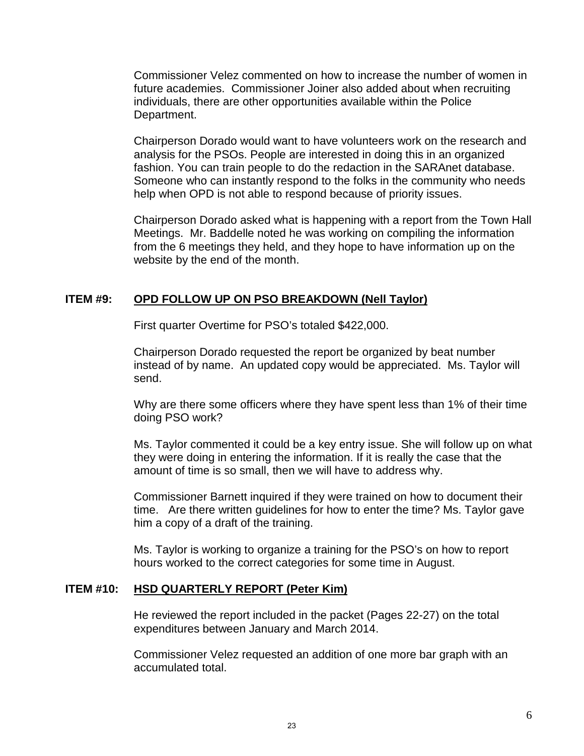Commissioner Velez commented on how to increase the number of women in future academies. Commissioner Joiner also added about when recruiting individuals, there are other opportunities available within the Police Department.

Chairperson Dorado would want to have volunteers work on the research and analysis for the PSOs. People are interested in doing this in an organized fashion. You can train people to do the redaction in the SARAnet database. Someone who can instantly respond to the folks in the community who needs help when OPD is not able to respond because of priority issues.

Chairperson Dorado asked what is happening with a report from the Town Hall Meetings. Mr. Baddelle noted he was working on compiling the information from the 6 meetings they held, and they hope to have information up on the website by the end of the month.

**ITEM #9: <u>OPD FOLLOW UP ON PSO BREAKDOWN (Nell Taylor)</u>**

First quarter Overtime for PSO's totaled $422,000.

Chairperson Dorado requested the report be organized by beat number instead of by name. An updated copy would be appreciated. Ms. Taylor will send.

Why are there some officers where they have spent less than 1% of their time doing PSO work?

Ms. Taylor commented it could be a key entry issue. She will follow up on what they were doing in entering the information. If it is really the case that the amount of time is so small, then we will have to address why.

Commissioner Barnett inquired if they were trained on how to document their time. Are there written guidelines for how to enter the time? Ms. Taylor gave him a copy of a draft of the training.

Ms. Taylor is working to organize a training for the PSO's on how to report hours worked to the correct categories for some time in August.

**ITEM #10: <u>HSD QUARTERLY REPORT (Peter Kim)</u>**

He reviewed the report included in the packet (Pages 22-27) on the total expenditures between January and March 2014.

Commissioner Velez requested an addition of one more bar graph with an accumulated total.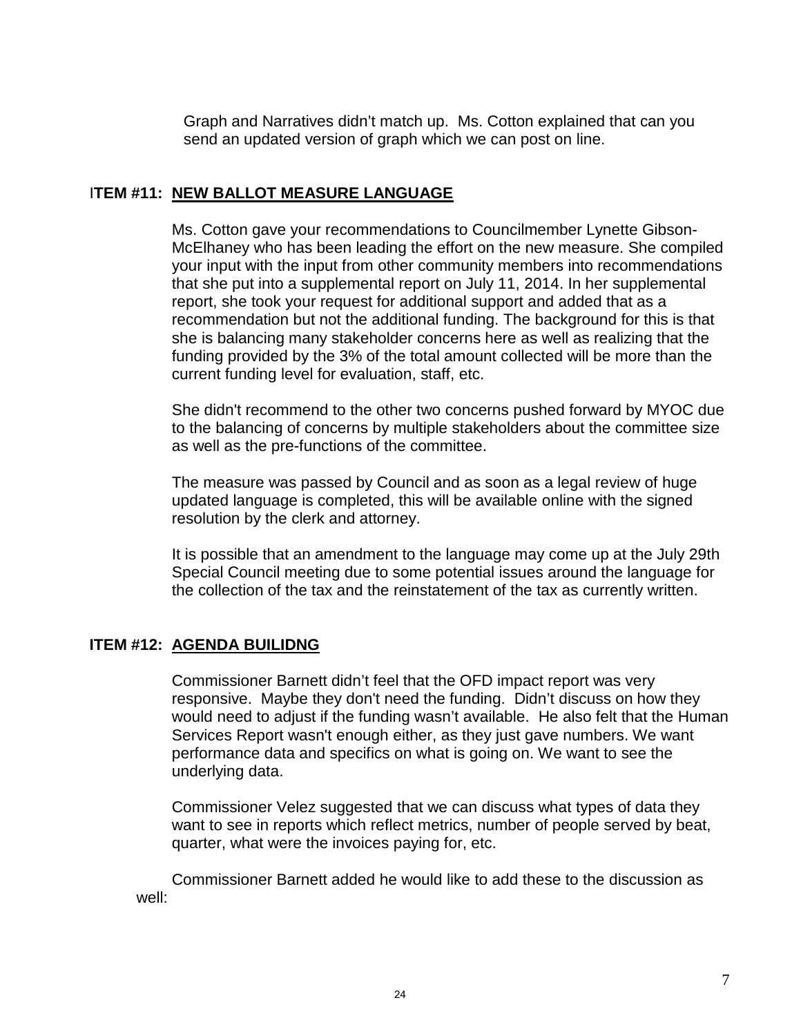Graph and Narratives didn't match up. Ms. Cotton explained that can you send an updated version of graph which we can post on line.

## ITEM #11: NEW BALLOT MEASURE LANGUAGE

Ms. Cotton gave your recommendations to Councilmember Lynette Gibson-McElhaney who has been leading the effort on the new measure. She compiled your input with the input from other community members into recommendations that she put into a supplemental report on July 11, 2014. In her supplemental report, she took your request for additional support and added that as a recommendation but not the additional funding. The background for this is that she is balancing many stakeholder concerns here as well as realizing that the funding provided by the 3% of the total amount collected will be more than the current funding level for evaluation, staff, etc.

She didn't recommend to the other two concerns pushed forward by MYOC due to the balancing of concerns by multiple stakeholders about the committee size as well as the pre-functions of the committee.

The measure was passed by Council and as soon as a legal review of huge updated language is completed, this will be available online with the signed resolution by the clerk and attorney.

It is possible that an amendment to the language may come up at the July 29th Special Council meeting due to some potential issues around the language for the collection of the tax and the reinstatement of the tax as currently written.

## ITEM #12: AGENDA BUILIDNG

Commissioner Barnett didn't feel that the OFD impact report was very responsive. Maybe they don't need the funding. Didn't discuss on how they would need to adjust if the funding wasn't available. He also felt that the Human Services Report wasn't enough either, as they just gave numbers. We want performance data and specifics on what is going on. We want to see the underlying data.

Commissioner Velez suggested that we can discuss what types of data they want to see in reports which reflect metrics, number of people served by beat, quarter, what were the invoices paying for, etc.

Commissioner Barnett added he would like to add these to the discussion as well: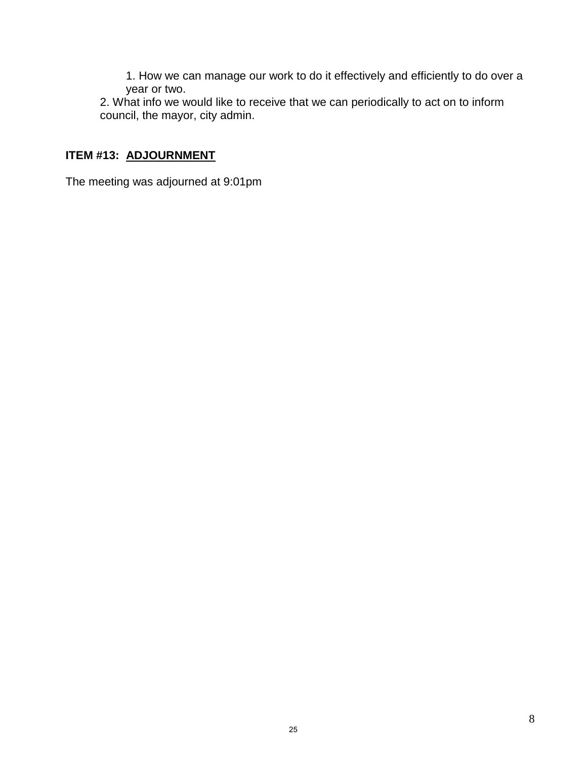1. How we can manage our work to do it effectively and efficiently to do over a year or two.
2. What info we would like to receive that we can periodically to act on to inform council, the mayor, city admin.

**ITEM #13: ADJOURNMENT**

The meeting was adjourned at 9:01pm